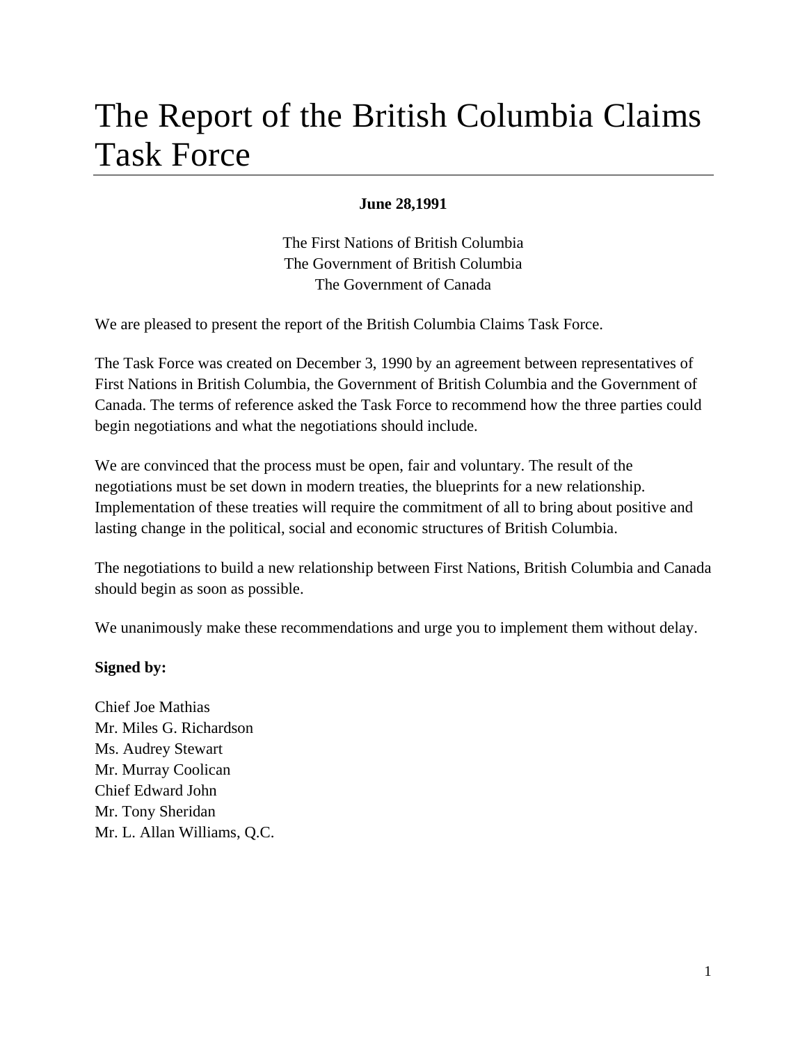# The Report of the British Columbia Claims Task Force

**June 28,1991**

The First Nations of British Columbia
The Government of British Columbia
The Government of Canada

We are pleased to present the report of the British Columbia Claims Task Force.

The Task Force was created on December 3, 1990 by an agreement between representatives of First Nations in British Columbia, the Government of British Columbia and the Government of Canada. The terms of reference asked the Task Force to recommend how the three parties could begin negotiations and what the negotiations should include.

We are convinced that the process must be open, fair and voluntary. The result of the negotiations must be set down in modern treaties, the blueprints for a new relationship. Implementation of these treaties will require the commitment of all to bring about positive and lasting change in the political, social and economic structures of British Columbia.

The negotiations to build a new relationship between First Nations, British Columbia and Canada should begin as soon as possible.

We unanimously make these recommendations and urge you to implement them without delay.

**Signed by:**

Chief Joe Mathias
Mr. Miles G. Richardson
Ms. Audrey Stewart
Mr. Murray Coolican
Chief Edward John
Mr. Tony Sheridan
Mr. L. Allan Williams, Q.C.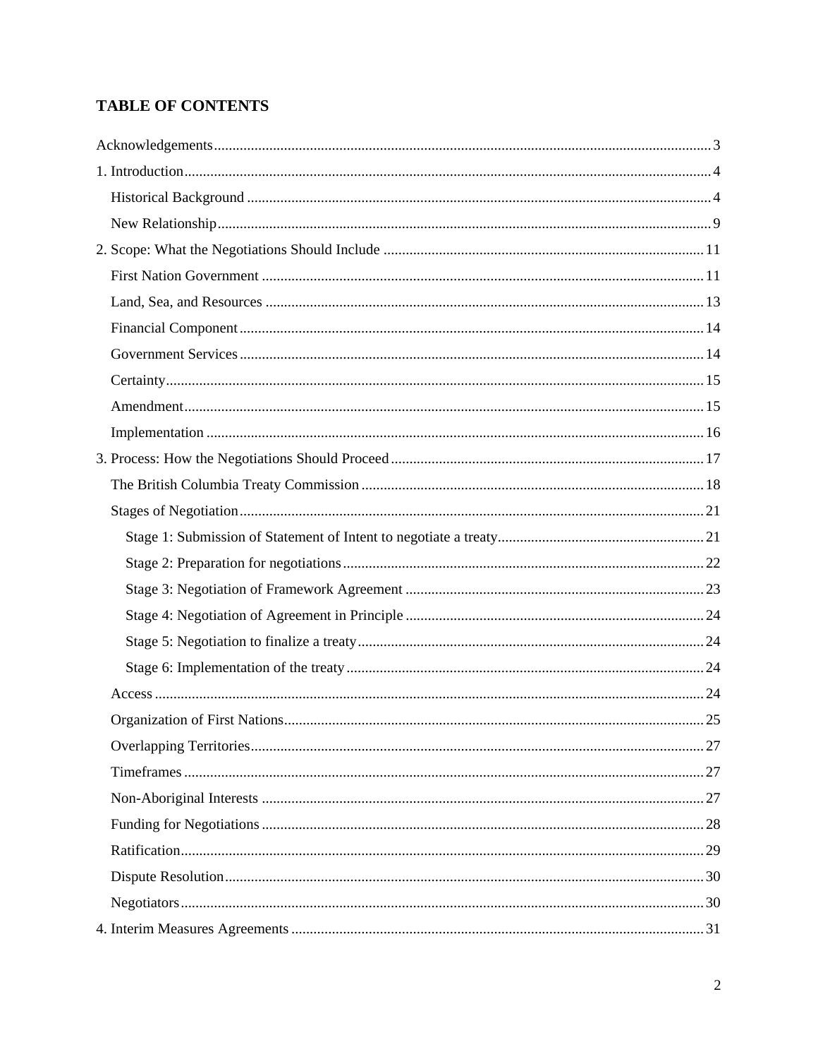## TABLE OF CONTENTS

Acknowledgements ..... 3

1. Introduction ..... 4
   - Historical Background ..... 4
   - New Relationship ..... 9
2. Scope: What the Negotiations Should Include ..... 11
   - First Nation Government ..... 11
   - Land, Sea, and Resources ..... 13
   - Financial Component ..... 14
   - Government Services ..... 14
   - Certainty ..... 15
   - Amendment ..... 15
   - Implementation ..... 16
3. Process: How the Negotiations Should Proceed ..... 17
   - The British Columbia Treaty Commission ..... 18
   - Stages of Negotiation ..... 21
     - Stage 1: Submission of Statement of Intent to negotiate a treaty ..... 21
     - Stage 2: Preparation for negotiations ..... 22
     - Stage 3: Negotiation of Framework Agreement ..... 23
     - Stage 4: Negotiation of Agreement in Principle ..... 24
     - Stage 5: Negotiation to finalize a treaty ..... 24
     - Stage 6: Implementation of the treaty ..... 24
   - Access ..... 24
   - Organization of First Nations ..... 25
   - Overlapping Territories ..... 27
   - Timeframes ..... 27
   - Non-Aboriginal Interests ..... 27
   - Funding for Negotiations ..... 28
   - Ratification ..... 29
   - Dispute Resolution ..... 30
   - Negotiators ..... 30
4. Interim Measures Agreements ..... 31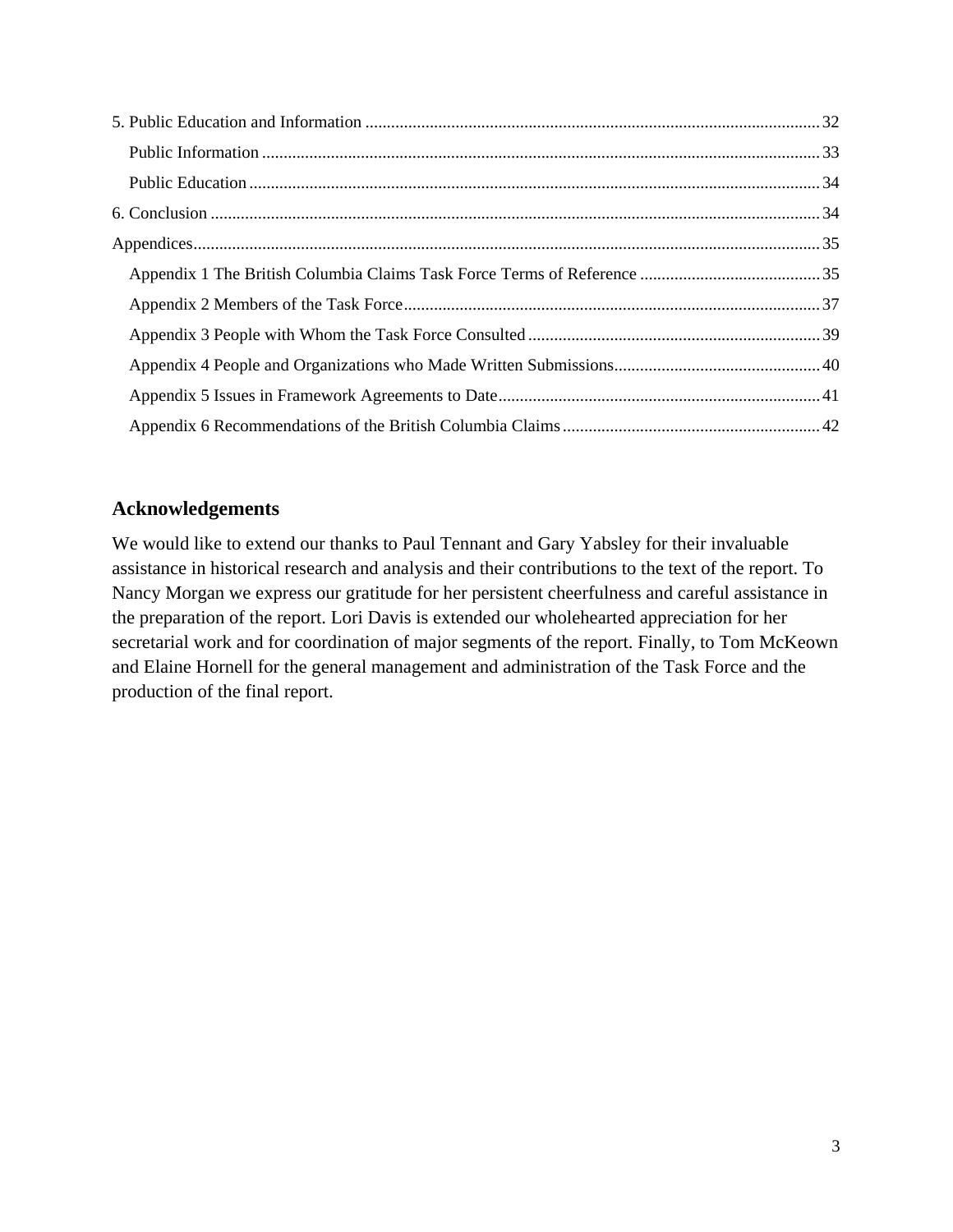5. Public Education and Information ........................................................................................................ 32
  Public Information ................................................................................................................................ 33
  Public Education ................................................................................................................................... 34
6. Conclusion ............................................................................................................................................ 34
Appendices ................................................................................................................................................ 35
  Appendix 1 The British Columbia Claims Task Force Terms of Reference ......................................... 35
  Appendix 2 Members of the Task Force ............................................................................................... 37
  Appendix 3 People with Whom the Task Force Consulted .................................................................. 39
  Appendix 4 People and Organizations who Made Written Submissions ............................................... 40
  Appendix 5 Issues in Framework Agreements to Date .......................................................................... 41
  Appendix 6 Recommendations of the British Columbia Claims ........................................................... 42

## Acknowledgements

We would like to extend our thanks to Paul Tennant and Gary Yabsley for their invaluable assistance in historical research and analysis and their contributions to the text of the report. To Nancy Morgan we express our gratitude for her persistent cheerfulness and careful assistance in the preparation of the report. Lori Davis is extended our wholehearted appreciation for her secretarial work and for coordination of major segments of the report. Finally, to Tom McKeown and Elaine Hornell for the general management and administration of the Task Force and the production of the final report.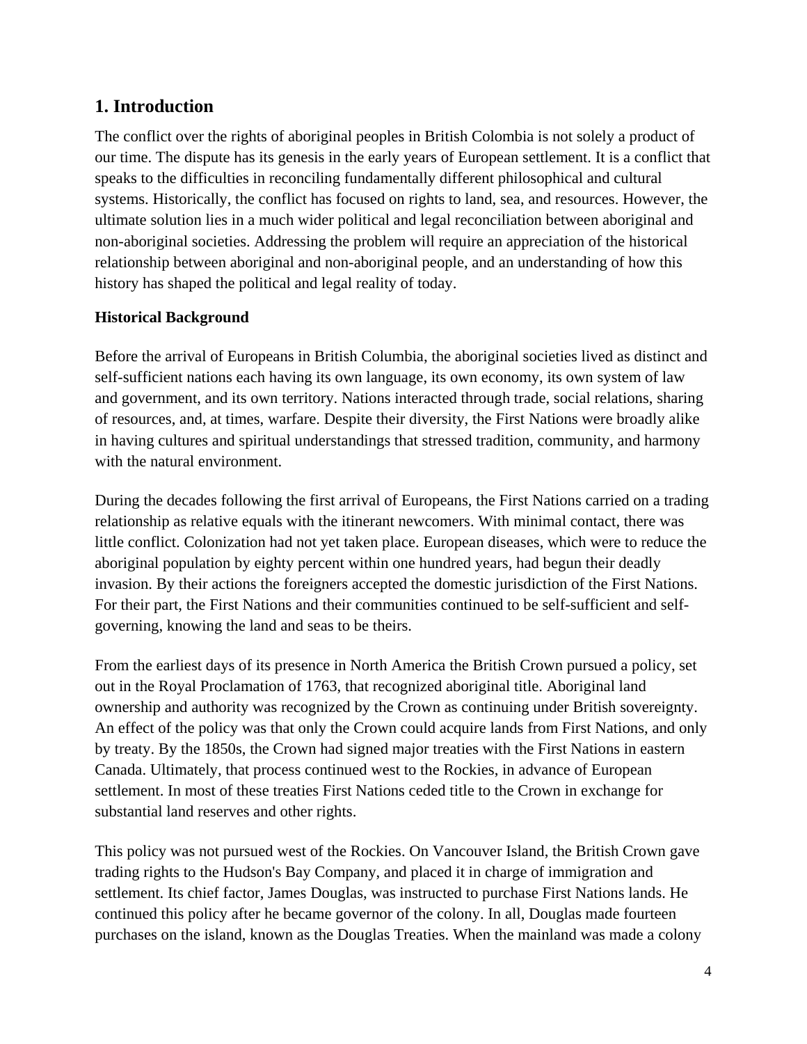## 1. Introduction

The conflict over the rights of aboriginal peoples in British Colombia is not solely a product of our time. The dispute has its genesis in the early years of European settlement. It is a conflict that speaks to the difficulties in reconciling fundamentally different philosophical and cultural systems. Historically, the conflict has focused on rights to land, sea, and resources. However, the ultimate solution lies in a much wider political and legal reconciliation between aboriginal and non-aboriginal societies. Addressing the problem will require an appreciation of the historical relationship between aboriginal and non-aboriginal people, and an understanding of how this history has shaped the political and legal reality of today.

**Historical Background**

Before the arrival of Europeans in British Columbia, the aboriginal societies lived as distinct and self-sufficient nations each having its own language, its own economy, its own system of law and government, and its own territory. Nations interacted through trade, social relations, sharing of resources, and, at times, warfare. Despite their diversity, the First Nations were broadly alike in having cultures and spiritual understandings that stressed tradition, community, and harmony with the natural environment.

During the decades following the first arrival of Europeans, the First Nations carried on a trading relationship as relative equals with the itinerant newcomers. With minimal contact, there was little conflict. Colonization had not yet taken place. European diseases, which were to reduce the aboriginal population by eighty percent within one hundred years, had begun their deadly invasion. By their actions the foreigners accepted the domestic jurisdiction of the First Nations. For their part, the First Nations and their communities continued to be self-sufficient and self-governing, knowing the land and seas to be theirs.

From the earliest days of its presence in North America the British Crown pursued a policy, set out in the Royal Proclamation of 1763, that recognized aboriginal title. Aboriginal land ownership and authority was recognized by the Crown as continuing under British sovereignty. An effect of the policy was that only the Crown could acquire lands from First Nations, and only by treaty. By the 1850s, the Crown had signed major treaties with the First Nations in eastern Canada. Ultimately, that process continued west to the Rockies, in advance of European settlement. In most of these treaties First Nations ceded title to the Crown in exchange for substantial land reserves and other rights.

This policy was not pursued west of the Rockies. On Vancouver Island, the British Crown gave trading rights to the Hudson's Bay Company, and placed it in charge of immigration and settlement. Its chief factor, James Douglas, was instructed to purchase First Nations lands. He continued this policy after he became governor of the colony. In all, Douglas made fourteen purchases on the island, known as the Douglas Treaties. When the mainland was made a colony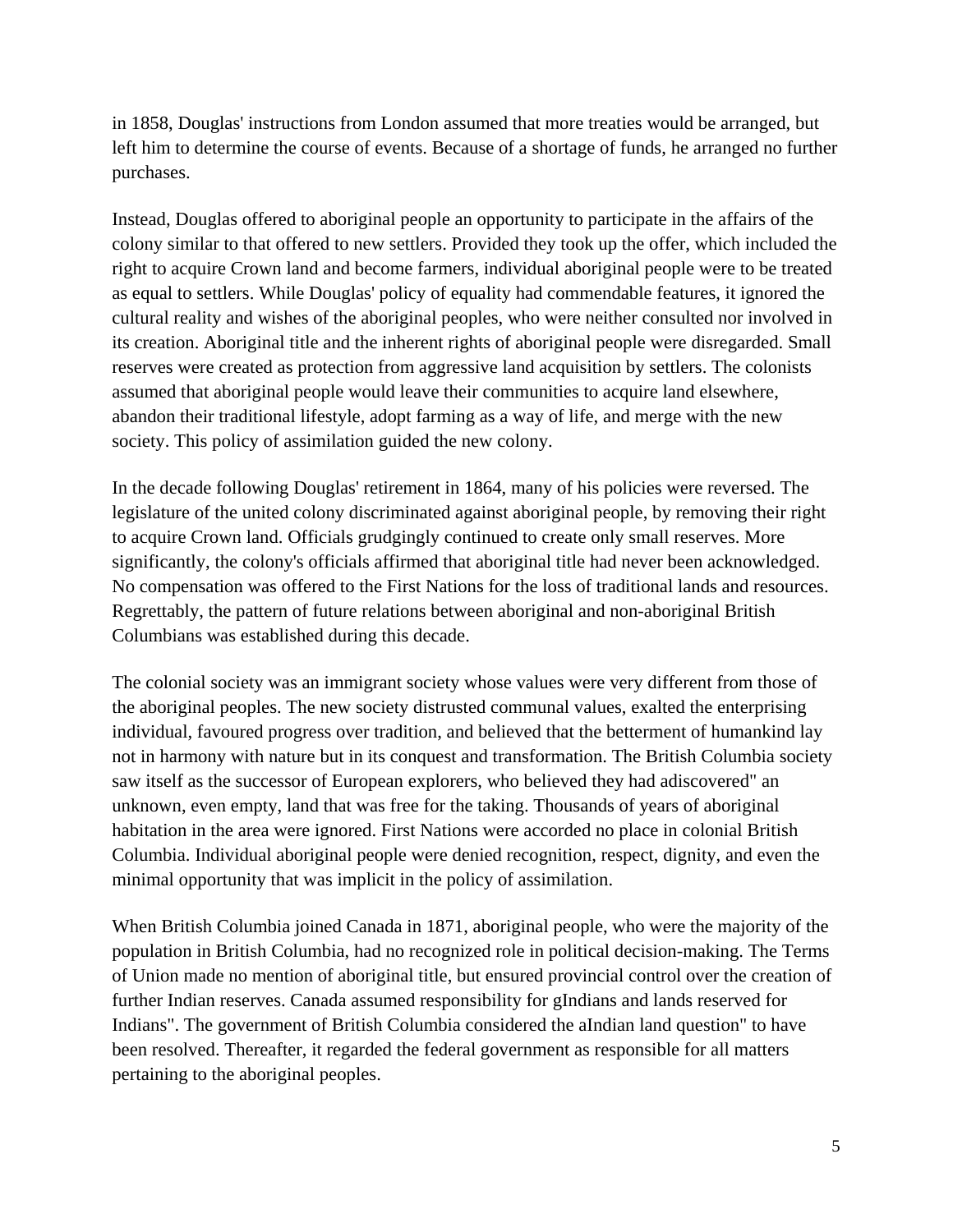in 1858, Douglas' instructions from London assumed that more treaties would be arranged, but left him to determine the course of events. Because of a shortage of funds, he arranged no further purchases.

Instead, Douglas offered to aboriginal people an opportunity to participate in the affairs of the colony similar to that offered to new settlers. Provided they took up the offer, which included the right to acquire Crown land and become farmers, individual aboriginal people were to be treated as equal to settlers. While Douglas' policy of equality had commendable features, it ignored the cultural reality and wishes of the aboriginal peoples, who were neither consulted nor involved in its creation. Aboriginal title and the inherent rights of aboriginal people were disregarded. Small reserves were created as protection from aggressive land acquisition by settlers. The colonists assumed that aboriginal people would leave their communities to acquire land elsewhere, abandon their traditional lifestyle, adopt farming as a way of life, and merge with the new society. This policy of assimilation guided the new colony.

In the decade following Douglas' retirement in 1864, many of his policies were reversed. The legislature of the united colony discriminated against aboriginal people, by removing their right to acquire Crown land. Officials grudgingly continued to create only small reserves. More significantly, the colony's officials affirmed that aboriginal title had never been acknowledged. No compensation was offered to the First Nations for the loss of traditional lands and resources. Regrettably, the pattern of future relations between aboriginal and non-aboriginal British Columbians was established during this decade.

The colonial society was an immigrant society whose values were very different from those of the aboriginal peoples. The new society distrusted communal values, exalted the enterprising individual, favoured progress over tradition, and believed that the betterment of humankind lay not in harmony with nature but in its conquest and transformation. The British Columbia society saw itself as the successor of European explorers, who believed they had adiscovered" an unknown, even empty, land that was free for the taking. Thousands of years of aboriginal habitation in the area were ignored. First Nations were accorded no place in colonial British Columbia. Individual aboriginal people were denied recognition, respect, dignity, and even the minimal opportunity that was implicit in the policy of assimilation.

When British Columbia joined Canada in 1871, aboriginal people, who were the majority of the population in British Columbia, had no recognized role in political decision-making. The Terms of Union made no mention of aboriginal title, but ensured provincial control over the creation of further Indian reserves. Canada assumed responsibility for gIndians and lands reserved for Indians". The government of British Columbia considered the aIndian land question" to have been resolved. Thereafter, it regarded the federal government as responsible for all matters pertaining to the aboriginal peoples.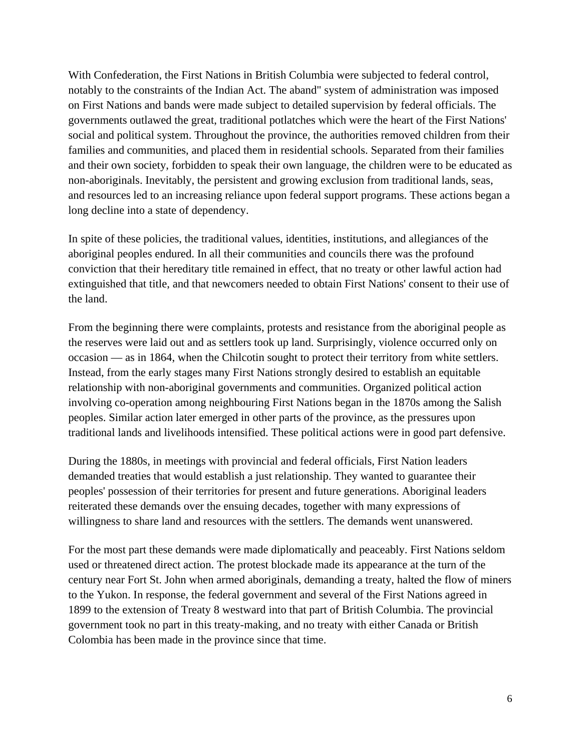With Confederation, the First Nations in British Columbia were subjected to federal control, notably to the constraints of the Indian Act. The aband" system of administration was imposed on First Nations and bands were made subject to detailed supervision by federal officials. The governments outlawed the great, traditional potlatches which were the heart of the First Nations' social and political system. Throughout the province, the authorities removed children from their families and communities, and placed them in residential schools. Separated from their families and their own society, forbidden to speak their own language, the children were to be educated as non-aboriginals. Inevitably, the persistent and growing exclusion from traditional lands, seas, and resources led to an increasing reliance upon federal support programs. These actions began a long decline into a state of dependency.

In spite of these policies, the traditional values, identities, institutions, and allegiances of the aboriginal peoples endured. In all their communities and councils there was the profound conviction that their hereditary title remained in effect, that no treaty or other lawful action had extinguished that title, and that newcomers needed to obtain First Nations' consent to their use of the land.

From the beginning there were complaints, protests and resistance from the aboriginal people as the reserves were laid out and as settlers took up land. Surprisingly, violence occurred only on occasion — as in 1864, when the Chilcotin sought to protect their territory from white settlers. Instead, from the early stages many First Nations strongly desired to establish an equitable relationship with non-aboriginal governments and communities. Organized political action involving co-operation among neighbouring First Nations began in the 1870s among the Salish peoples. Similar action later emerged in other parts of the province, as the pressures upon traditional lands and livelihoods intensified. These political actions were in good part defensive.

During the 1880s, in meetings with provincial and federal officials, First Nation leaders demanded treaties that would establish a just relationship. They wanted to guarantee their peoples' possession of their territories for present and future generations. Aboriginal leaders reiterated these demands over the ensuing decades, together with many expressions of willingness to share land and resources with the settlers. The demands went unanswered.

For the most part these demands were made diplomatically and peaceably. First Nations seldom used or threatened direct action. The protest blockade made its appearance at the turn of the century near Fort St. John when armed aboriginals, demanding a treaty, halted the flow of miners to the Yukon. In response, the federal government and several of the First Nations agreed in 1899 to the extension of Treaty 8 westward into that part of British Columbia. The provincial government took no part in this treaty-making, and no treaty with either Canada or British Colombia has been made in the province since that time.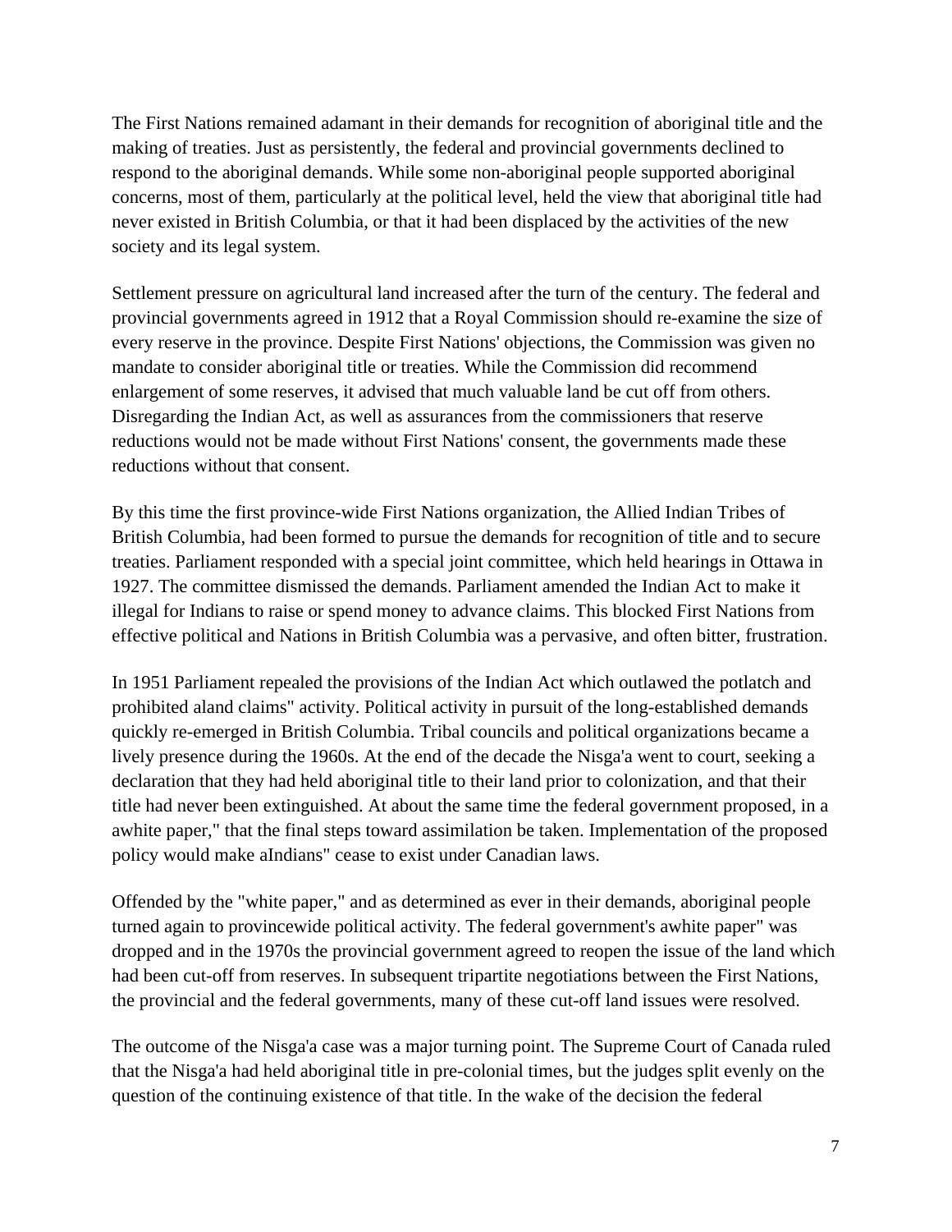The First Nations remained adamant in their demands for recognition of aboriginal title and the making of treaties. Just as persistently, the federal and provincial governments declined to respond to the aboriginal demands. While some non-aboriginal people supported aboriginal concerns, most of them, particularly at the political level, held the view that aboriginal title had never existed in British Columbia, or that it had been displaced by the activities of the new society and its legal system.

Settlement pressure on agricultural land increased after the turn of the century. The federal and provincial governments agreed in 1912 that a Royal Commission should re-examine the size of every reserve in the province. Despite First Nations' objections, the Commission was given no mandate to consider aboriginal title or treaties. While the Commission did recommend enlargement of some reserves, it advised that much valuable land be cut off from others. Disregarding the Indian Act, as well as assurances from the commissioners that reserve reductions would not be made without First Nations' consent, the governments made these reductions without that consent.

By this time the first province-wide First Nations organization, the Allied Indian Tribes of British Columbia, had been formed to pursue the demands for recognition of title and to secure treaties. Parliament responded with a special joint committee, which held hearings in Ottawa in 1927. The committee dismissed the demands. Parliament amended the Indian Act to make it illegal for Indians to raise or spend money to advance claims. This blocked First Nations from effective political and Nations in British Columbia was a pervasive, and often bitter, frustration.

In 1951 Parliament repealed the provisions of the Indian Act which outlawed the potlatch and prohibited aland claims" activity. Political activity in pursuit of the long-established demands quickly re-emerged in British Columbia. Tribal councils and political organizations became a lively presence during the 1960s. At the end of the decade the Nisga'a went to court, seeking a declaration that they had held aboriginal title to their land prior to colonization, and that their title had never been extinguished. At about the same time the federal government proposed, in a awhite paper," that the final steps toward assimilation be taken. Implementation of the proposed policy would make aIndians" cease to exist under Canadian laws.

Offended by the "white paper," and as determined as ever in their demands, aboriginal people turned again to provincewide political activity. The federal government's awhite paper" was dropped and in the 1970s the provincial government agreed to reopen the issue of the land which had been cut-off from reserves. In subsequent tripartite negotiations between the First Nations, the provincial and the federal governments, many of these cut-off land issues were resolved.

The outcome of the Nisga'a case was a major turning point. The Supreme Court of Canada ruled that the Nisga'a had held aboriginal title in pre-colonial times, but the judges split evenly on the question of the continuing existence of that title. In the wake of the decision the federal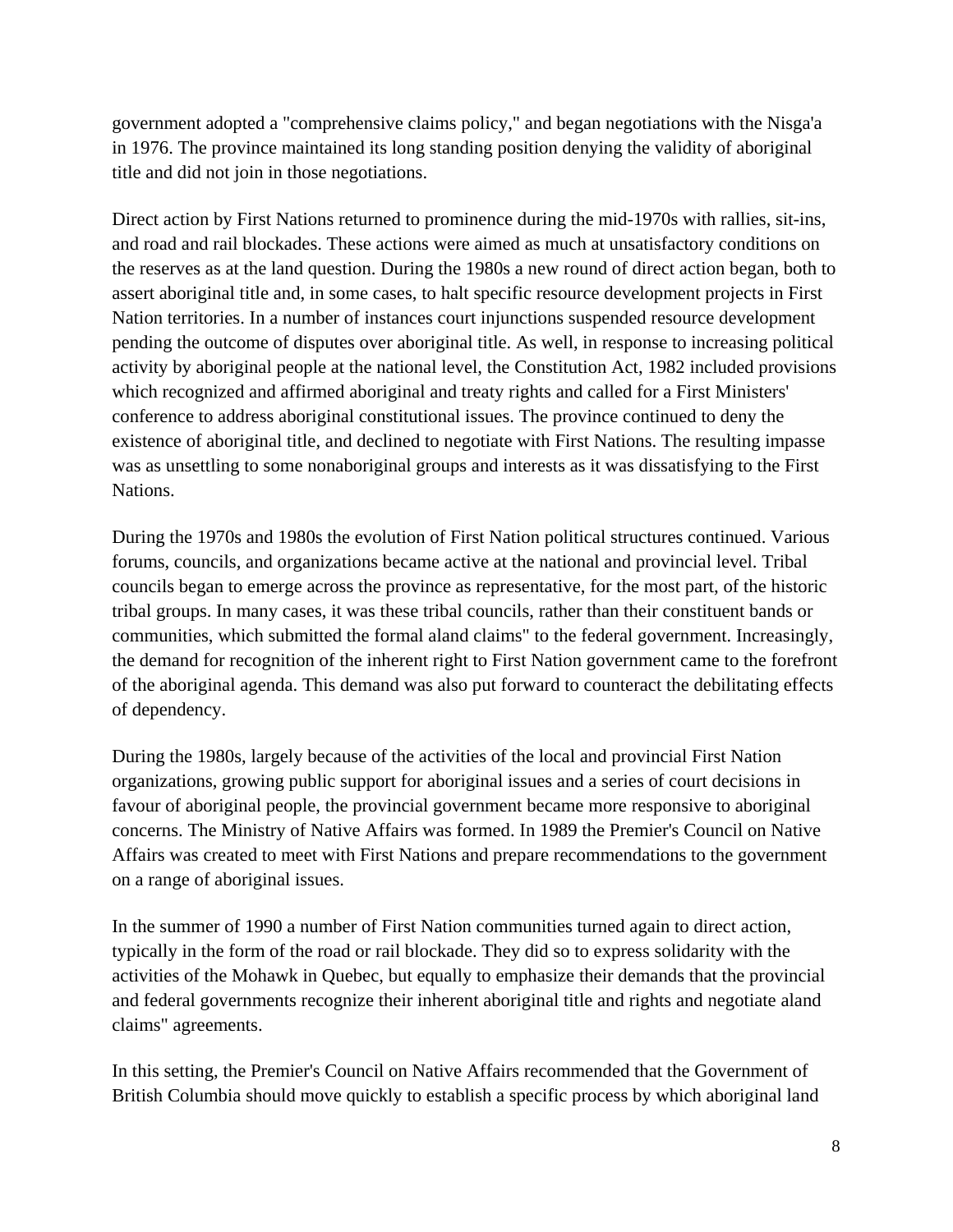government adopted a "comprehensive claims policy," and began negotiations with the Nisga'a in 1976. The province maintained its long standing position denying the validity of aboriginal title and did not join in those negotiations.

Direct action by First Nations returned to prominence during the mid-1970s with rallies, sit-ins, and road and rail blockades. These actions were aimed as much at unsatisfactory conditions on the reserves as at the land question. During the 1980s a new round of direct action began, both to assert aboriginal title and, in some cases, to halt specific resource development projects in First Nation territories. In a number of instances court injunctions suspended resource development pending the outcome of disputes over aboriginal title. As well, in response to increasing political activity by aboriginal people at the national level, the Constitution Act, 1982 included provisions which recognized and affirmed aboriginal and treaty rights and called for a First Ministers' conference to address aboriginal constitutional issues. The province continued to deny the existence of aboriginal title, and declined to negotiate with First Nations. The resulting impasse was as unsettling to some nonaboriginal groups and interests as it was dissatisfying to the First Nations.

During the 1970s and 1980s the evolution of First Nation political structures continued. Various forums, councils, and organizations became active at the national and provincial level. Tribal councils began to emerge across the province as representative, for the most part, of the historic tribal groups. In many cases, it was these tribal councils, rather than their constituent bands or communities, which submitted the formal aland claims" to the federal government. Increasingly, the demand for recognition of the inherent right to First Nation government came to the forefront of the aboriginal agenda. This demand was also put forward to counteract the debilitating effects of dependency.

During the 1980s, largely because of the activities of the local and provincial First Nation organizations, growing public support for aboriginal issues and a series of court decisions in favour of aboriginal people, the provincial government became more responsive to aboriginal concerns. The Ministry of Native Affairs was formed. In 1989 the Premier's Council on Native Affairs was created to meet with First Nations and prepare recommendations to the government on a range of aboriginal issues.

In the summer of 1990 a number of First Nation communities turned again to direct action, typically in the form of the road or rail blockade. They did so to express solidarity with the activities of the Mohawk in Quebec, but equally to emphasize their demands that the provincial and federal governments recognize their inherent aboriginal title and rights and negotiate aland claims" agreements.

In this setting, the Premier's Council on Native Affairs recommended that the Government of British Columbia should move quickly to establish a specific process by which aboriginal land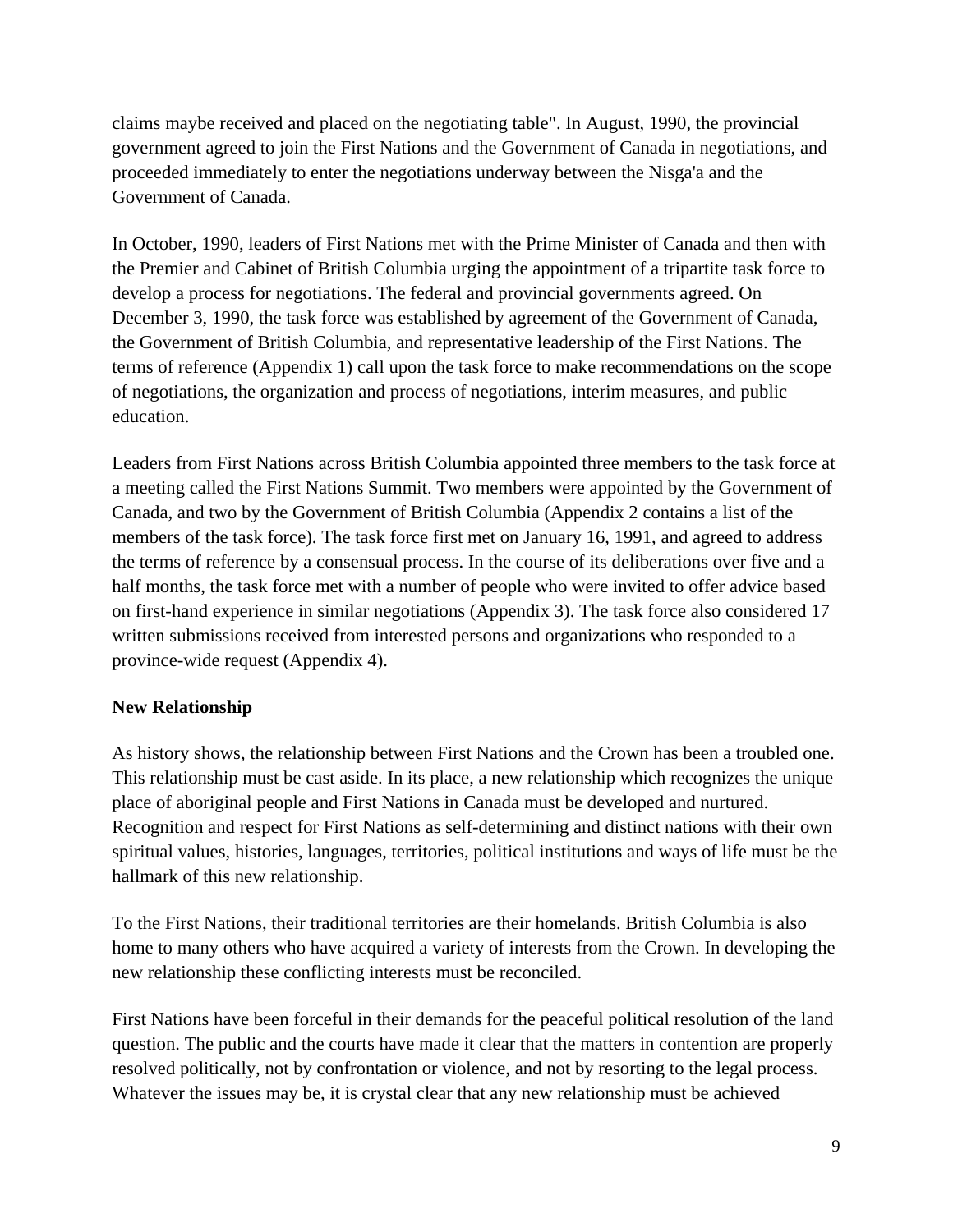claims maybe received and placed on the negotiating table". In August, 1990, the provincial government agreed to join the First Nations and the Government of Canada in negotiations, and proceeded immediately to enter the negotiations underway between the Nisga'a and the Government of Canada.

In October, 1990, leaders of First Nations met with the Prime Minister of Canada and then with the Premier and Cabinet of British Columbia urging the appointment of a tripartite task force to develop a process for negotiations. The federal and provincial governments agreed. On December 3, 1990, the task force was established by agreement of the Government of Canada, the Government of British Columbia, and representative leadership of the First Nations. The terms of reference (Appendix 1) call upon the task force to make recommendations on the scope of negotiations, the organization and process of negotiations, interim measures, and public education.

Leaders from First Nations across British Columbia appointed three members to the task force at a meeting called the First Nations Summit. Two members were appointed by the Government of Canada, and two by the Government of British Columbia (Appendix 2 contains a list of the members of the task force). The task force first met on January 16, 1991, and agreed to address the terms of reference by a consensual process. In the course of its deliberations over five and a half months, the task force met with a number of people who were invited to offer advice based on first-hand experience in similar negotiations (Appendix 3). The task force also considered 17 written submissions received from interested persons and organizations who responded to a province-wide request (Appendix 4).

**New Relationship**

As history shows, the relationship between First Nations and the Crown has been a troubled one. This relationship must be cast aside. In its place, a new relationship which recognizes the unique place of aboriginal people and First Nations in Canada must be developed and nurtured. Recognition and respect for First Nations as self-determining and distinct nations with their own spiritual values, histories, languages, territories, political institutions and ways of life must be the hallmark of this new relationship.

To the First Nations, their traditional territories are their homelands. British Columbia is also home to many others who have acquired a variety of interests from the Crown. In developing the new relationship these conflicting interests must be reconciled.

First Nations have been forceful in their demands for the peaceful political resolution of the land question. The public and the courts have made it clear that the matters in contention are properly resolved politically, not by confrontation or violence, and not by resorting to the legal process. Whatever the issues may be, it is crystal clear that any new relationship must be achieved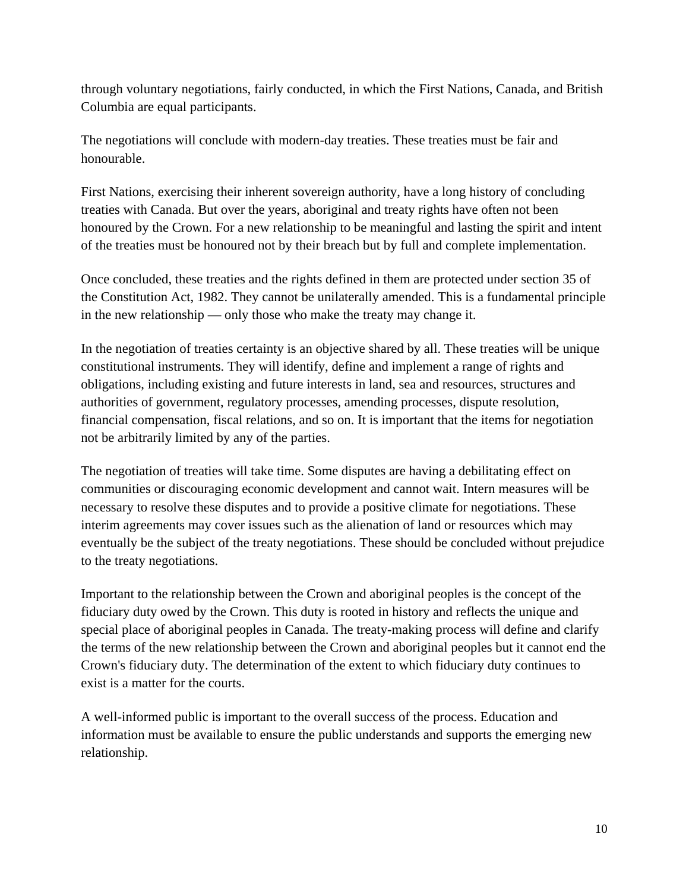through voluntary negotiations, fairly conducted, in which the First Nations, Canada, and British Columbia are equal participants.

The negotiations will conclude with modern-day treaties. These treaties must be fair and honourable.

First Nations, exercising their inherent sovereign authority, have a long history of concluding treaties with Canada. But over the years, aboriginal and treaty rights have often not been honoured by the Crown. For a new relationship to be meaningful and lasting the spirit and intent of the treaties must be honoured not by their breach but by full and complete implementation.

Once concluded, these treaties and the rights defined in them are protected under section 35 of the Constitution Act, 1982. They cannot be unilaterally amended. This is a fundamental principle in the new relationship — only those who make the treaty may change it.

In the negotiation of treaties certainty is an objective shared by all. These treaties will be unique constitutional instruments. They will identify, define and implement a range of rights and obligations, including existing and future interests in land, sea and resources, structures and authorities of government, regulatory processes, amending processes, dispute resolution, financial compensation, fiscal relations, and so on. It is important that the items for negotiation not be arbitrarily limited by any of the parties.

The negotiation of treaties will take time. Some disputes are having a debilitating effect on communities or discouraging economic development and cannot wait. Intern measures will be necessary to resolve these disputes and to provide a positive climate for negotiations. These interim agreements may cover issues such as the alienation of land or resources which may eventually be the subject of the treaty negotiations. These should be concluded without prejudice to the treaty negotiations.

Important to the relationship between the Crown and aboriginal peoples is the concept of the fiduciary duty owed by the Crown. This duty is rooted in history and reflects the unique and special place of aboriginal peoples in Canada. The treaty-making process will define and clarify the terms of the new relationship between the Crown and aboriginal peoples but it cannot end the Crown's fiduciary duty. The determination of the extent to which fiduciary duty continues to exist is a matter for the courts.

A well-informed public is important to the overall success of the process. Education and information must be available to ensure the public understands and supports the emerging new relationship.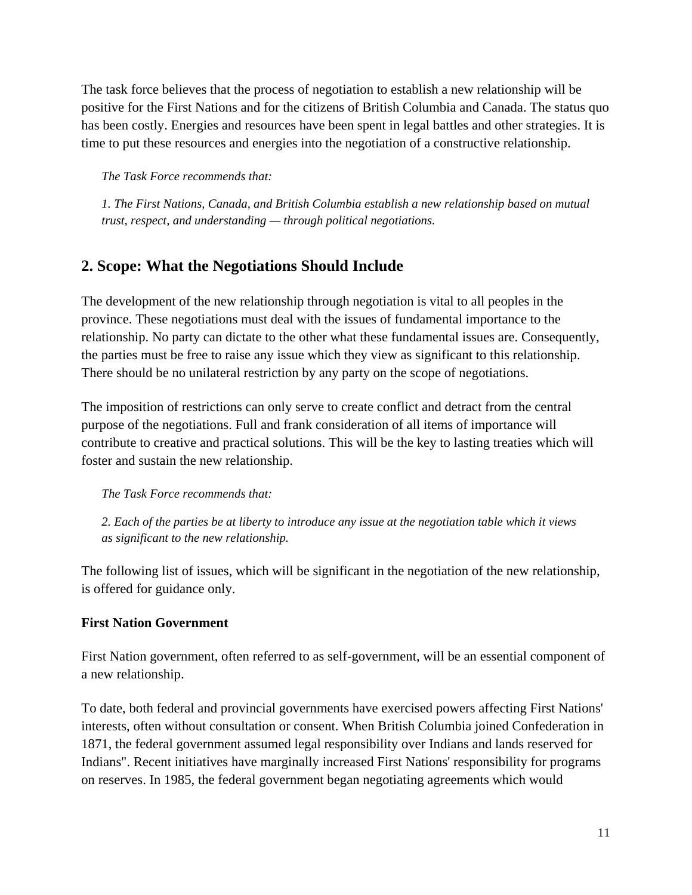The task force believes that the process of negotiation to establish a new relationship will be positive for the First Nations and for the citizens of British Columbia and Canada. The status quo has been costly. Energies and resources have been spent in legal battles and other strategies. It is time to put these resources and energies into the negotiation of a constructive relationship.

*The Task Force recommends that:*

*1. The First Nations, Canada, and British Columbia establish a new relationship based on mutual trust, respect, and understanding — through political negotiations.*

## 2. Scope: What the Negotiations Should Include

The development of the new relationship through negotiation is vital to all peoples in the province. These negotiations must deal with the issues of fundamental importance to the relationship. No party can dictate to the other what these fundamental issues are. Consequently, the parties must be free to raise any issue which they view as significant to this relationship. There should be no unilateral restriction by any party on the scope of negotiations.

The imposition of restrictions can only serve to create conflict and detract from the central purpose of the negotiations. Full and frank consideration of all items of importance will contribute to creative and practical solutions. This will be the key to lasting treaties which will foster and sustain the new relationship.

*The Task Force recommends that:*

*2. Each of the parties be at liberty to introduce any issue at the negotiation table which it views as significant to the new relationship.*

The following list of issues, which will be significant in the negotiation of the new relationship, is offered for guidance only.

**First Nation Government**

First Nation government, often referred to as self-government, will be an essential component of a new relationship.

To date, both federal and provincial governments have exercised powers affecting First Nations' interests, often without consultation or consent. When British Columbia joined Confederation in 1871, the federal government assumed legal responsibility over Indians and lands reserved for Indians". Recent initiatives have marginally increased First Nations' responsibility for programs on reserves. In 1985, the federal government began negotiating agreements which would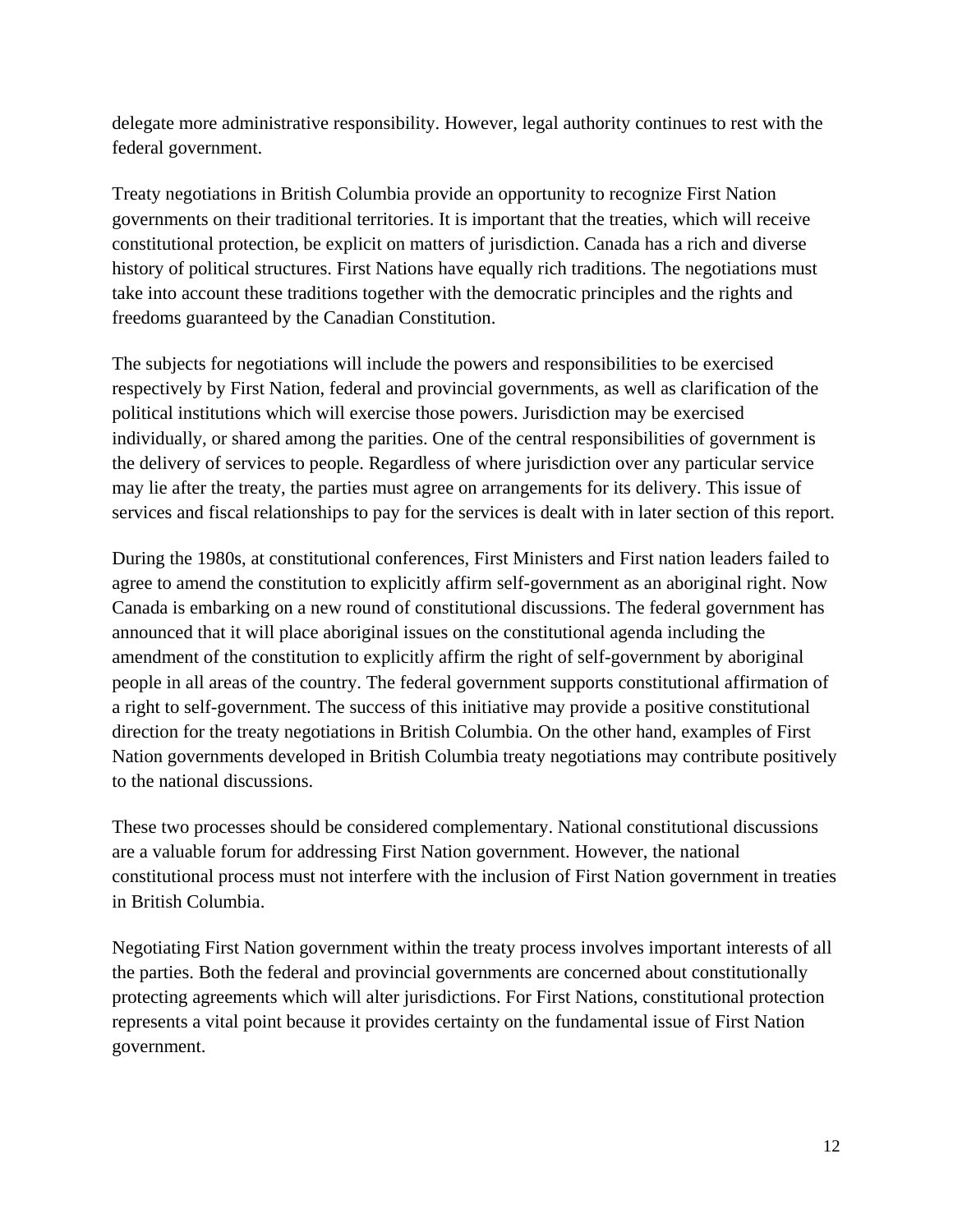delegate more administrative responsibility. However, legal authority continues to rest with the federal government.

Treaty negotiations in British Columbia provide an opportunity to recognize First Nation governments on their traditional territories. It is important that the treaties, which will receive constitutional protection, be explicit on matters of jurisdiction. Canada has a rich and diverse history of political structures. First Nations have equally rich traditions. The negotiations must take into account these traditions together with the democratic principles and the rights and freedoms guaranteed by the Canadian Constitution.

The subjects for negotiations will include the powers and responsibilities to be exercised respectively by First Nation, federal and provincial governments, as well as clarification of the political institutions which will exercise those powers. Jurisdiction may be exercised individually, or shared among the parities. One of the central responsibilities of government is the delivery of services to people. Regardless of where jurisdiction over any particular service may lie after the treaty, the parties must agree on arrangements for its delivery. This issue of services and fiscal relationships to pay for the services is dealt with in later section of this report.

During the 1980s, at constitutional conferences, First Ministers and First nation leaders failed to agree to amend the constitution to explicitly affirm self-government as an aboriginal right. Now Canada is embarking on a new round of constitutional discussions. The federal government has announced that it will place aboriginal issues on the constitutional agenda including the amendment of the constitution to explicitly affirm the right of self-government by aboriginal people in all areas of the country. The federal government supports constitutional affirmation of a right to self-government. The success of this initiative may provide a positive constitutional direction for the treaty negotiations in British Columbia. On the other hand, examples of First Nation governments developed in British Columbia treaty negotiations may contribute positively to the national discussions.

These two processes should be considered complementary. National constitutional discussions are a valuable forum for addressing First Nation government. However, the national constitutional process must not interfere with the inclusion of First Nation government in treaties in British Columbia.

Negotiating First Nation government within the treaty process involves important interests of all the parties. Both the federal and provincial governments are concerned about constitutionally protecting agreements which will alter jurisdictions. For First Nations, constitutional protection represents a vital point because it provides certainty on the fundamental issue of First Nation government.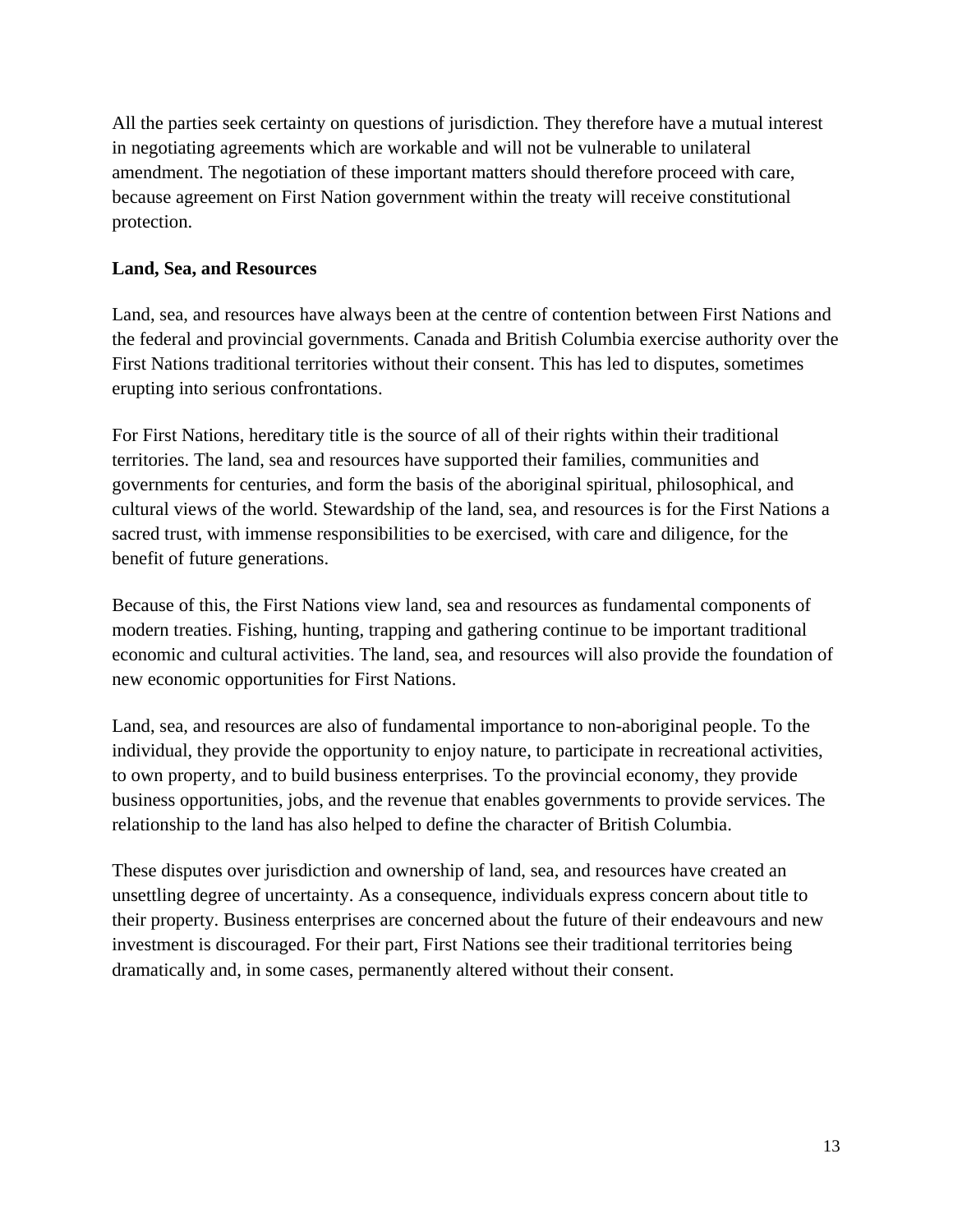All the parties seek certainty on questions of jurisdiction. They therefore have a mutual interest in negotiating agreements which are workable and will not be vulnerable to unilateral amendment. The negotiation of these important matters should therefore proceed with care, because agreement on First Nation government within the treaty will receive constitutional protection.

**Land, Sea, and Resources**

Land, sea, and resources have always been at the centre of contention between First Nations and the federal and provincial governments. Canada and British Columbia exercise authority over the First Nations traditional territories without their consent. This has led to disputes, sometimes erupting into serious confrontations.

For First Nations, hereditary title is the source of all of their rights within their traditional territories. The land, sea and resources have supported their families, communities and governments for centuries, and form the basis of the aboriginal spiritual, philosophical, and cultural views of the world. Stewardship of the land, sea, and resources is for the First Nations a sacred trust, with immense responsibilities to be exercised, with care and diligence, for the benefit of future generations.

Because of this, the First Nations view land, sea and resources as fundamental components of modern treaties. Fishing, hunting, trapping and gathering continue to be important traditional economic and cultural activities. The land, sea, and resources will also provide the foundation of new economic opportunities for First Nations.

Land, sea, and resources are also of fundamental importance to non-aboriginal people. To the individual, they provide the opportunity to enjoy nature, to participate in recreational activities, to own property, and to build business enterprises. To the provincial economy, they provide business opportunities, jobs, and the revenue that enables governments to provide services. The relationship to the land has also helped to define the character of British Columbia.

These disputes over jurisdiction and ownership of land, sea, and resources have created an unsettling degree of uncertainty. As a consequence, individuals express concern about title to their property. Business enterprises are concerned about the future of their endeavours and new investment is discouraged. For their part, First Nations see their traditional territories being dramatically and, in some cases, permanently altered without their consent.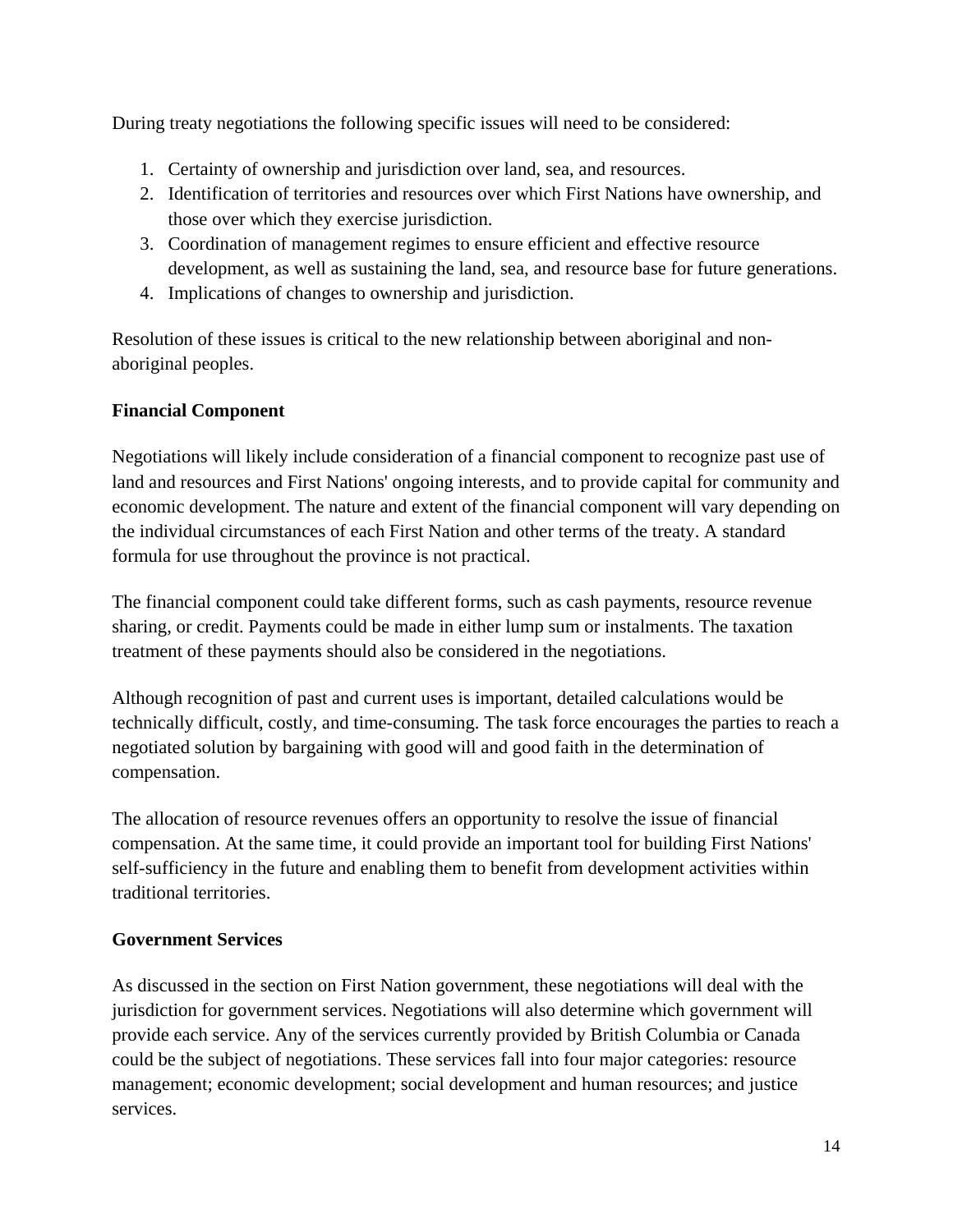During treaty negotiations the following specific issues will need to be considered:

1. Certainty of ownership and jurisdiction over land, sea, and resources.
2. Identification of territories and resources over which First Nations have ownership, and those over which they exercise jurisdiction.
3. Coordination of management regimes to ensure efficient and effective resource development, as well as sustaining the land, sea, and resource base for future generations.
4. Implications of changes to ownership and jurisdiction.

Resolution of these issues is critical to the new relationship between aboriginal and non-aboriginal peoples.

**Financial Component**

Negotiations will likely include consideration of a financial component to recognize past use of land and resources and First Nations' ongoing interests, and to provide capital for community and economic development. The nature and extent of the financial component will vary depending on the individual circumstances of each First Nation and other terms of the treaty. A standard formula for use throughout the province is not practical.

The financial component could take different forms, such as cash payments, resource revenue sharing, or credit. Payments could be made in either lump sum or instalments. The taxation treatment of these payments should also be considered in the negotiations.

Although recognition of past and current uses is important, detailed calculations would be technically difficult, costly, and time-consuming. The task force encourages the parties to reach a negotiated solution by bargaining with good will and good faith in the determination of compensation.

The allocation of resource revenues offers an opportunity to resolve the issue of financial compensation. At the same time, it could provide an important tool for building First Nations' self-sufficiency in the future and enabling them to benefit from development activities within traditional territories.

**Government Services**

As discussed in the section on First Nation government, these negotiations will deal with the jurisdiction for government services. Negotiations will also determine which government will provide each service. Any of the services currently provided by British Columbia or Canada could be the subject of negotiations. These services fall into four major categories: resource management; economic development; social development and human resources; and justice services.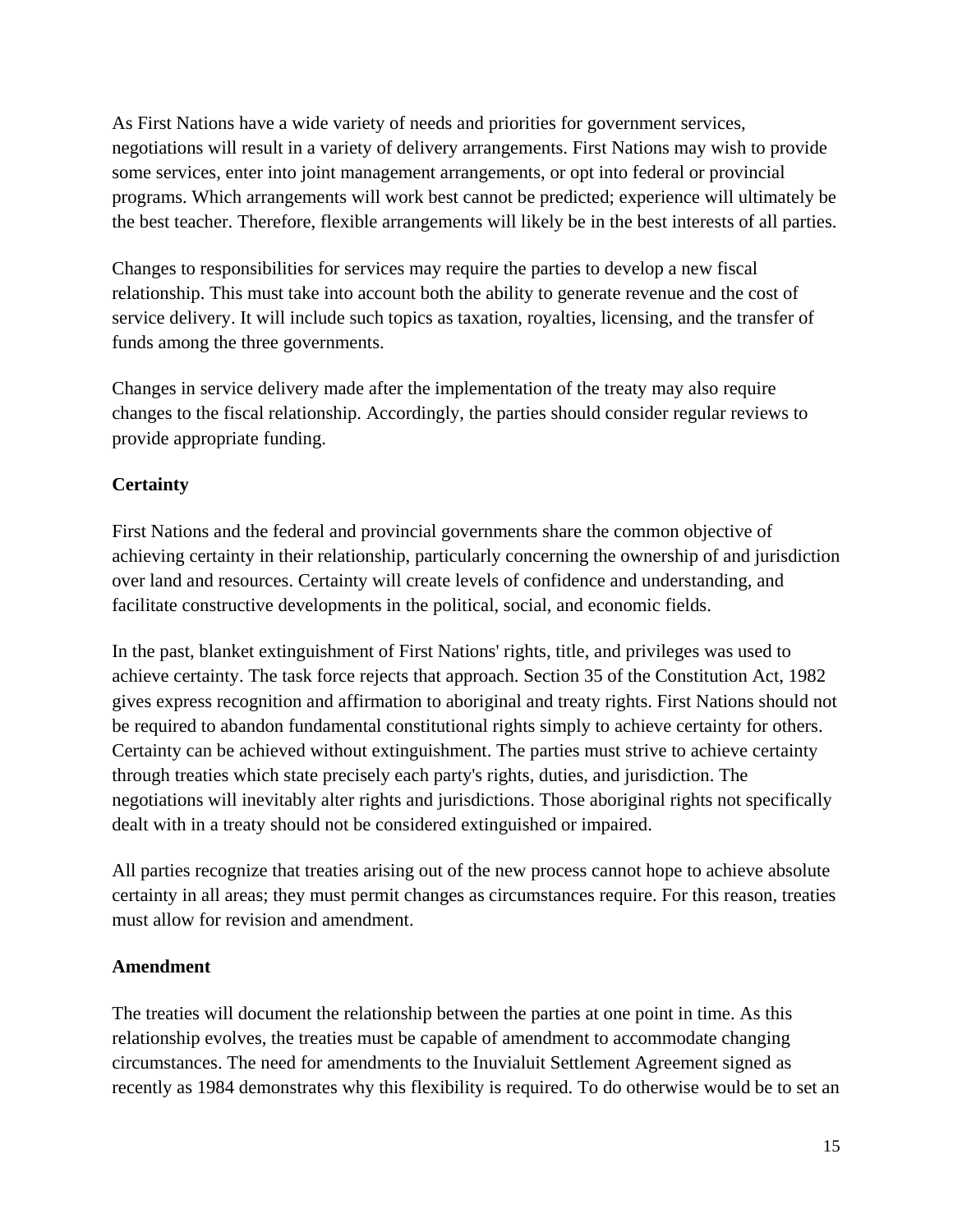As First Nations have a wide variety of needs and priorities for government services, negotiations will result in a variety of delivery arrangements. First Nations may wish to provide some services, enter into joint management arrangements, or opt into federal or provincial programs. Which arrangements will work best cannot be predicted; experience will ultimately be the best teacher. Therefore, flexible arrangements will likely be in the best interests of all parties.

Changes to responsibilities for services may require the parties to develop a new fiscal relationship. This must take into account both the ability to generate revenue and the cost of service delivery. It will include such topics as taxation, royalties, licensing, and the transfer of funds among the three governments.

Changes in service delivery made after the implementation of the treaty may also require changes to the fiscal relationship. Accordingly, the parties should consider regular reviews to provide appropriate funding.

**Certainty**

First Nations and the federal and provincial governments share the common objective of achieving certainty in their relationship, particularly concerning the ownership of and jurisdiction over land and resources. Certainty will create levels of confidence and understanding, and facilitate constructive developments in the political, social, and economic fields.

In the past, blanket extinguishment of First Nations' rights, title, and privileges was used to achieve certainty. The task force rejects that approach. Section 35 of the Constitution Act, 1982 gives express recognition and affirmation to aboriginal and treaty rights. First Nations should not be required to abandon fundamental constitutional rights simply to achieve certainty for others. Certainty can be achieved without extinguishment. The parties must strive to achieve certainty through treaties which state precisely each party's rights, duties, and jurisdiction. The negotiations will inevitably alter rights and jurisdictions. Those aboriginal rights not specifically dealt with in a treaty should not be considered extinguished or impaired.

All parties recognize that treaties arising out of the new process cannot hope to achieve absolute certainty in all areas; they must permit changes as circumstances require. For this reason, treaties must allow for revision and amendment.

**Amendment**

The treaties will document the relationship between the parties at one point in time. As this relationship evolves, the treaties must be capable of amendment to accommodate changing circumstances. The need for amendments to the Inuvialuit Settlement Agreement signed as recently as 1984 demonstrates why this flexibility is required. To do otherwise would be to set an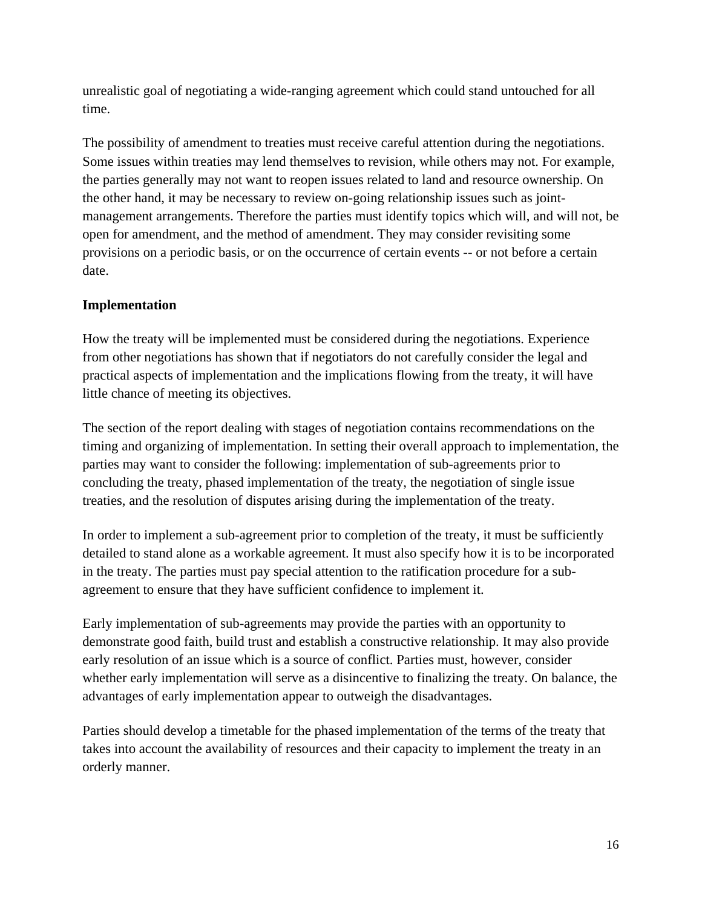unrealistic goal of negotiating a wide-ranging agreement which could stand untouched for all time.

The possibility of amendment to treaties must receive careful attention during the negotiations. Some issues within treaties may lend themselves to revision, while others may not. For example, the parties generally may not want to reopen issues related to land and resource ownership. On the other hand, it may be necessary to review on-going relationship issues such as joint-management arrangements. Therefore the parties must identify topics which will, and will not, be open for amendment, and the method of amendment. They may consider revisiting some provisions on a periodic basis, or on the occurrence of certain events -- or not before a certain date.

**Implementation**

How the treaty will be implemented must be considered during the negotiations. Experience from other negotiations has shown that if negotiators do not carefully consider the legal and practical aspects of implementation and the implications flowing from the treaty, it will have little chance of meeting its objectives.

The section of the report dealing with stages of negotiation contains recommendations on the timing and organizing of implementation. In setting their overall approach to implementation, the parties may want to consider the following: implementation of sub-agreements prior to concluding the treaty, phased implementation of the treaty, the negotiation of single issue treaties, and the resolution of disputes arising during the implementation of the treaty.

In order to implement a sub-agreement prior to completion of the treaty, it must be sufficiently detailed to stand alone as a workable agreement. It must also specify how it is to be incorporated in the treaty. The parties must pay special attention to the ratification procedure for a sub-agreement to ensure that they have sufficient confidence to implement it.

Early implementation of sub-agreements may provide the parties with an opportunity to demonstrate good faith, build trust and establish a constructive relationship. It may also provide early resolution of an issue which is a source of conflict. Parties must, however, consider whether early implementation will serve as a disincentive to finalizing the treaty. On balance, the advantages of early implementation appear to outweigh the disadvantages.

Parties should develop a timetable for the phased implementation of the terms of the treaty that takes into account the availability of resources and their capacity to implement the treaty in an orderly manner.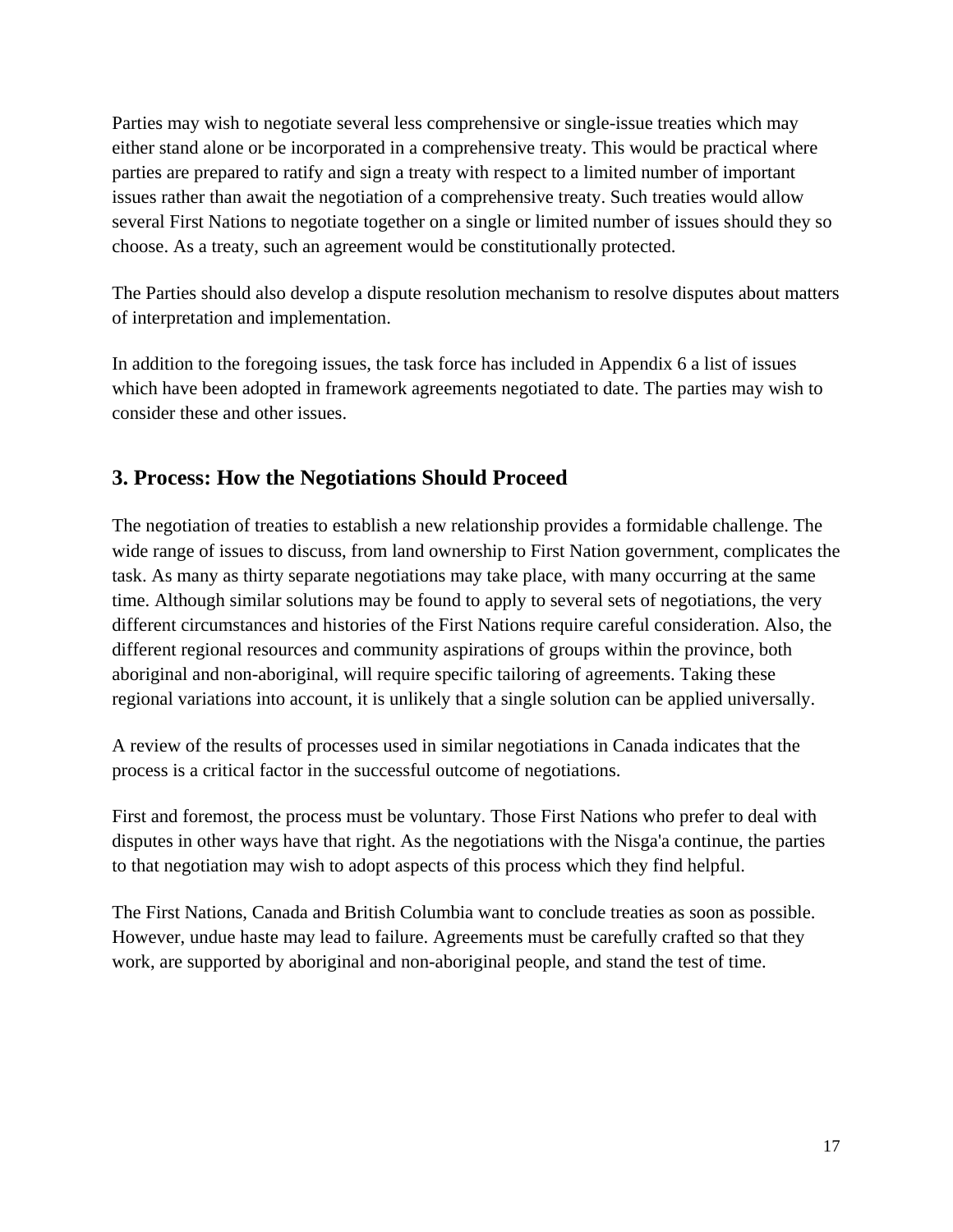Parties may wish to negotiate several less comprehensive or single-issue treaties which may either stand alone or be incorporated in a comprehensive treaty. This would be practical where parties are prepared to ratify and sign a treaty with respect to a limited number of important issues rather than await the negotiation of a comprehensive treaty. Such treaties would allow several First Nations to negotiate together on a single or limited number of issues should they so choose. As a treaty, such an agreement would be constitutionally protected.

The Parties should also develop a dispute resolution mechanism to resolve disputes about matters of interpretation and implementation.

In addition to the foregoing issues, the task force has included in Appendix 6 a list of issues which have been adopted in framework agreements negotiated to date. The parties may wish to consider these and other issues.

## 3. Process: How the Negotiations Should Proceed

The negotiation of treaties to establish a new relationship provides a formidable challenge. The wide range of issues to discuss, from land ownership to First Nation government, complicates the task. As many as thirty separate negotiations may take place, with many occurring at the same time. Although similar solutions may be found to apply to several sets of negotiations, the very different circumstances and histories of the First Nations require careful consideration. Also, the different regional resources and community aspirations of groups within the province, both aboriginal and non-aboriginal, will require specific tailoring of agreements. Taking these regional variations into account, it is unlikely that a single solution can be applied universally.

A review of the results of processes used in similar negotiations in Canada indicates that the process is a critical factor in the successful outcome of negotiations.

First and foremost, the process must be voluntary. Those First Nations who prefer to deal with disputes in other ways have that right. As the negotiations with the Nisga'a continue, the parties to that negotiation may wish to adopt aspects of this process which they find helpful.

The First Nations, Canada and British Columbia want to conclude treaties as soon as possible. However, undue haste may lead to failure. Agreements must be carefully crafted so that they work, are supported by aboriginal and non-aboriginal people, and stand the test of time.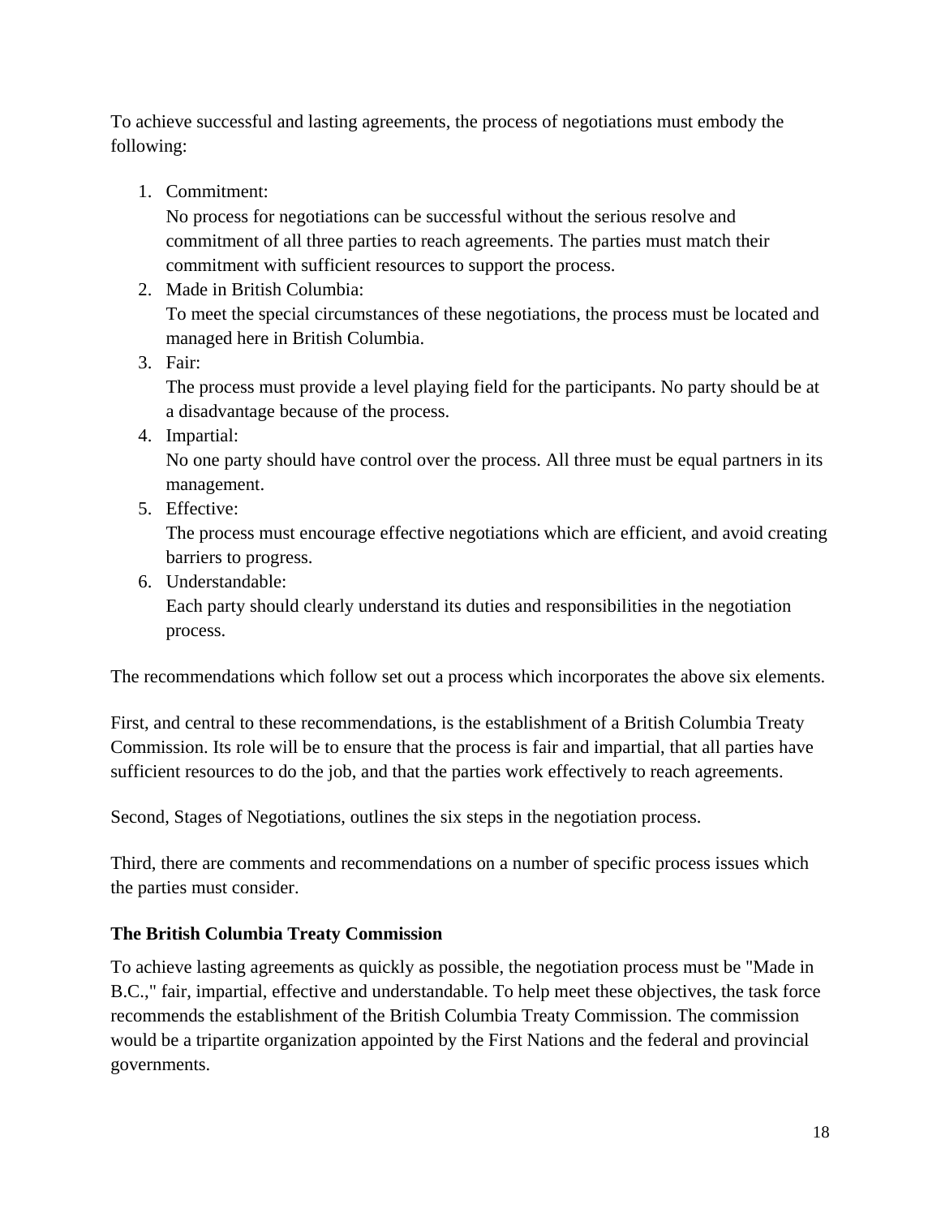To achieve successful and lasting agreements, the process of negotiations must embody the following:

1. Commitment:
   No process for negotiations can be successful without the serious resolve and commitment of all three parties to reach agreements. The parties must match their commitment with sufficient resources to support the process.
2. Made in British Columbia:
   To meet the special circumstances of these negotiations, the process must be located and managed here in British Columbia.
3. Fair:
   The process must provide a level playing field for the participants. No party should be at a disadvantage because of the process.
4. Impartial:
   No one party should have control over the process. All three must be equal partners in its management.
5. Effective:
   The process must encourage effective negotiations which are efficient, and avoid creating barriers to progress.
6. Understandable:
   Each party should clearly understand its duties and responsibilities in the negotiation process.

The recommendations which follow set out a process which incorporates the above six elements.

First, and central to these recommendations, is the establishment of a British Columbia Treaty Commission. Its role will be to ensure that the process is fair and impartial, that all parties have sufficient resources to do the job, and that the parties work effectively to reach agreements.

Second, Stages of Negotiations, outlines the six steps in the negotiation process.

Third, there are comments and recommendations on a number of specific process issues which the parties must consider.

### The British Columbia Treaty Commission

To achieve lasting agreements as quickly as possible, the negotiation process must be "Made in B.C.," fair, impartial, effective and understandable. To help meet these objectives, the task force recommends the establishment of the British Columbia Treaty Commission. The commission would be a tripartite organization appointed by the First Nations and the federal and provincial governments.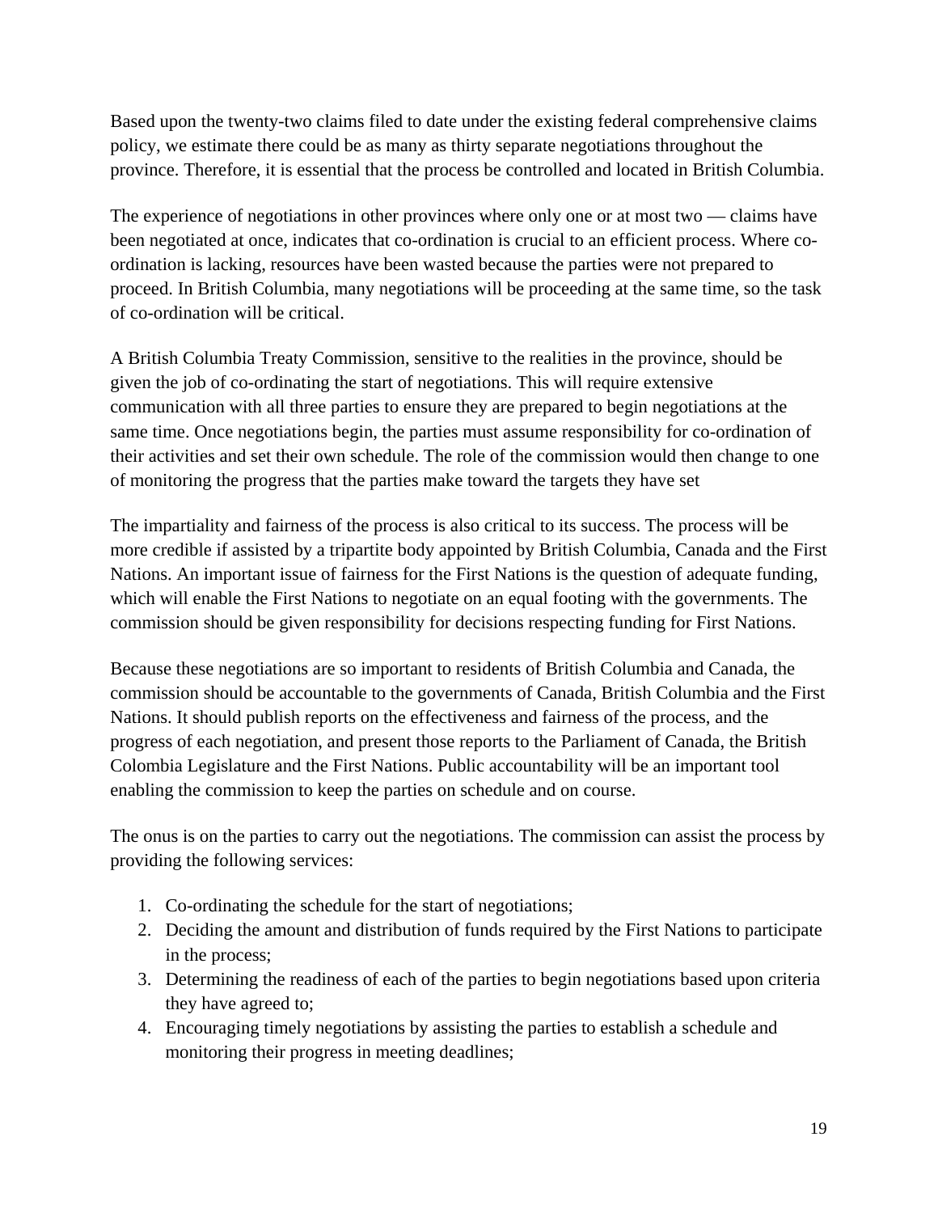Based upon the twenty-two claims filed to date under the existing federal comprehensive claims policy, we estimate there could be as many as thirty separate negotiations throughout the province. Therefore, it is essential that the process be controlled and located in British Columbia.

The experience of negotiations in other provinces where only one or at most two — claims have been negotiated at once, indicates that co-ordination is crucial to an efficient process. Where co-ordination is lacking, resources have been wasted because the parties were not prepared to proceed. In British Columbia, many negotiations will be proceeding at the same time, so the task of co-ordination will be critical.

A British Columbia Treaty Commission, sensitive to the realities in the province, should be given the job of co-ordinating the start of negotiations. This will require extensive communication with all three parties to ensure they are prepared to begin negotiations at the same time. Once negotiations begin, the parties must assume responsibility for co-ordination of their activities and set their own schedule. The role of the commission would then change to one of monitoring the progress that the parties make toward the targets they have set

The impartiality and fairness of the process is also critical to its success. The process will be more credible if assisted by a tripartite body appointed by British Columbia, Canada and the First Nations. An important issue of fairness for the First Nations is the question of adequate funding, which will enable the First Nations to negotiate on an equal footing with the governments. The commission should be given responsibility for decisions respecting funding for First Nations.

Because these negotiations are so important to residents of British Columbia and Canada, the commission should be accountable to the governments of Canada, British Columbia and the First Nations. It should publish reports on the effectiveness and fairness of the process, and the progress of each negotiation, and present those reports to the Parliament of Canada, the British Colombia Legislature and the First Nations. Public accountability will be an important tool enabling the commission to keep the parties on schedule and on course.

The onus is on the parties to carry out the negotiations. The commission can assist the process by providing the following services:

1. Co-ordinating the schedule for the start of negotiations;
2. Deciding the amount and distribution of funds required by the First Nations to participate in the process;
3. Determining the readiness of each of the parties to begin negotiations based upon criteria they have agreed to;
4. Encouraging timely negotiations by assisting the parties to establish a schedule and monitoring their progress in meeting deadlines;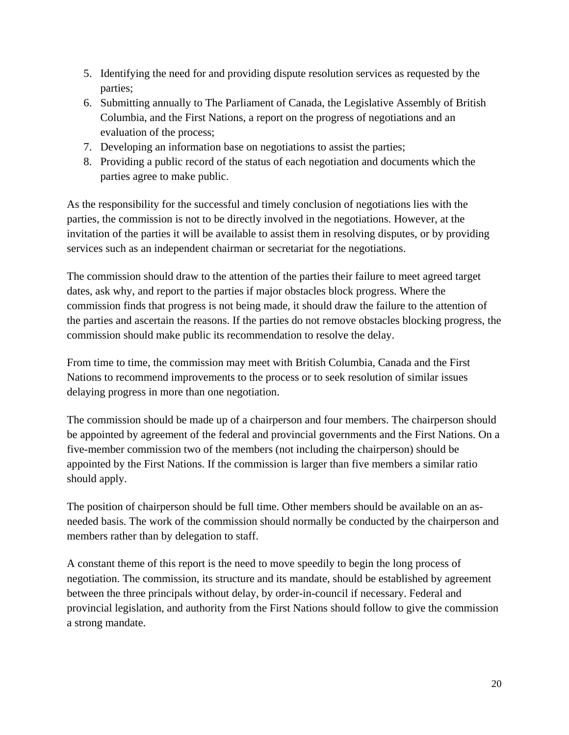5. Identifying the need for and providing dispute resolution services as requested by the parties;
6. Submitting annually to The Parliament of Canada, the Legislative Assembly of British Columbia, and the First Nations, a report on the progress of negotiations and an evaluation of the process;
7. Developing an information base on negotiations to assist the parties;
8. Providing a public record of the status of each negotiation and documents which the parties agree to make public.

As the responsibility for the successful and timely conclusion of negotiations lies with the parties, the commission is not to be directly involved in the negotiations. However, at the invitation of the parties it will be available to assist them in resolving disputes, or by providing services such as an independent chairman or secretariat for the negotiations.

The commission should draw to the attention of the parties their failure to meet agreed target dates, ask why, and report to the parties if major obstacles block progress. Where the commission finds that progress is not being made, it should draw the failure to the attention of the parties and ascertain the reasons. If the parties do not remove obstacles blocking progress, the commission should make public its recommendation to resolve the delay.

From time to time, the commission may meet with British Columbia, Canada and the First Nations to recommend improvements to the process or to seek resolution of similar issues delaying progress in more than one negotiation.

The commission should be made up of a chairperson and four members. The chairperson should be appointed by agreement of the federal and provincial governments and the First Nations. On a five-member commission two of the members (not including the chairperson) should be appointed by the First Nations. If the commission is larger than five members a similar ratio should apply.

The position of chairperson should be full time. Other members should be available on an as-needed basis. The work of the commission should normally be conducted by the chairperson and members rather than by delegation to staff.

A constant theme of this report is the need to move speedily to begin the long process of negotiation. The commission, its structure and its mandate, should be established by agreement between the three principals without delay, by order-in-council if necessary. Federal and provincial legislation, and authority from the First Nations should follow to give the commission a strong mandate.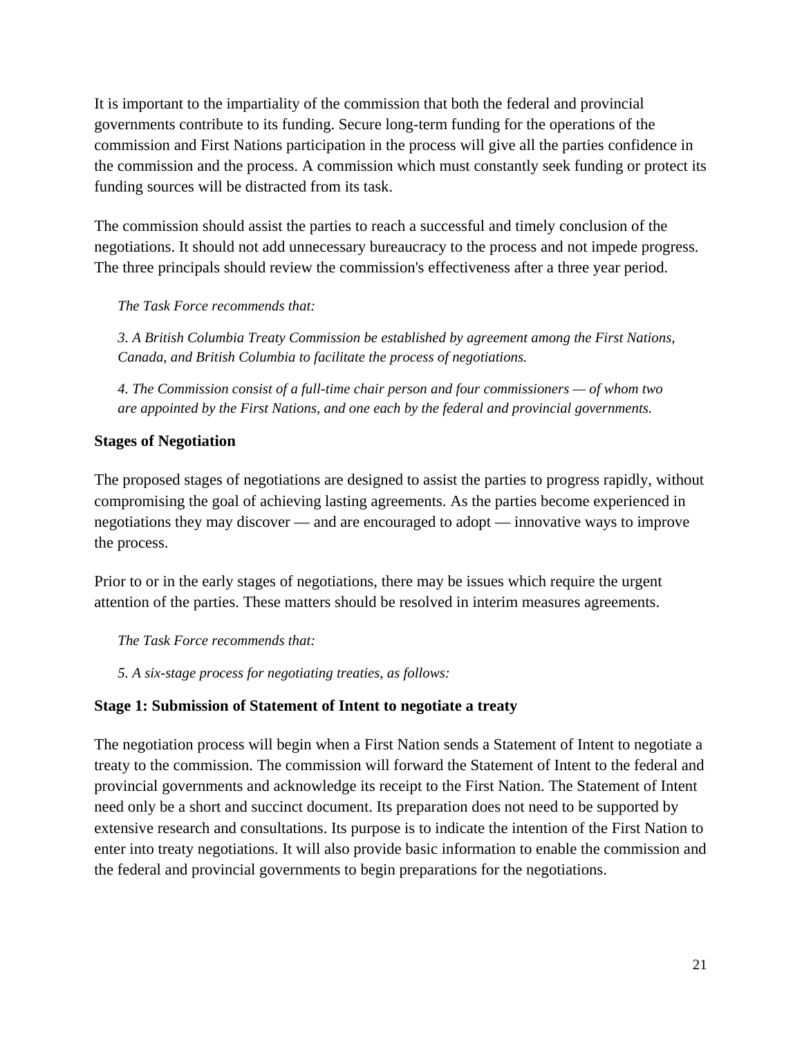It is important to the impartiality of the commission that both the federal and provincial governments contribute to its funding. Secure long-term funding for the operations of the commission and First Nations participation in the process will give all the parties confidence in the commission and the process. A commission which must constantly seek funding or protect its funding sources will be distracted from its task.

The commission should assist the parties to reach a successful and timely conclusion of the negotiations. It should not add unnecessary bureaucracy to the process and not impede progress. The three principals should review the commission's effectiveness after a three year period.

> *The Task Force recommends that:*
>
> *3. A British Columbia Treaty Commission be established by agreement among the First Nations, Canada, and British Columbia to facilitate the process of negotiations.*
>
> *4. The Commission consist of a full-time chair person and four commissioners — of whom two are appointed by the First Nations, and one each by the federal and provincial governments.*

**Stages of Negotiation**

The proposed stages of negotiations are designed to assist the parties to progress rapidly, without compromising the goal of achieving lasting agreements. As the parties become experienced in negotiations they may discover — and are encouraged to adopt — innovative ways to improve the process.

Prior to or in the early stages of negotiations, there may be issues which require the urgent attention of the parties. These matters should be resolved in interim measures agreements.

> *The Task Force recommends that:*
>
> *5. A six-stage process for negotiating treaties, as follows:*

**Stage 1: Submission of Statement of Intent to negotiate a treaty**

The negotiation process will begin when a First Nation sends a Statement of Intent to negotiate a treaty to the commission. The commission will forward the Statement of Intent to the federal and provincial governments and acknowledge its receipt to the First Nation. The Statement of Intent need only be a short and succinct document. Its preparation does not need to be supported by extensive research and consultations. Its purpose is to indicate the intention of the First Nation to enter into treaty negotiations. It will also provide basic information to enable the commission and the federal and provincial governments to begin preparations for the negotiations.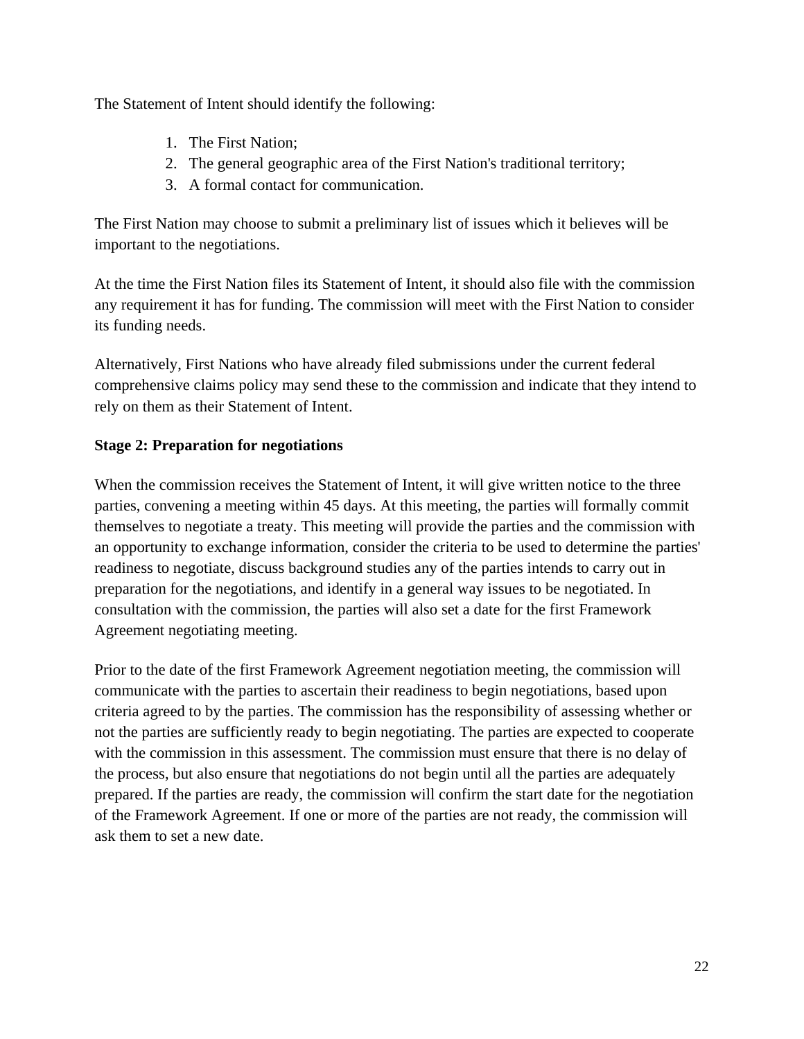The Statement of Intent should identify the following:

1. The First Nation;
2. The general geographic area of the First Nation's traditional territory;
3. A formal contact for communication.

The First Nation may choose to submit a preliminary list of issues which it believes will be important to the negotiations.

At the time the First Nation files its Statement of Intent, it should also file with the commission any requirement it has for funding. The commission will meet with the First Nation to consider its funding needs.

Alternatively, First Nations who have already filed submissions under the current federal comprehensive claims policy may send these to the commission and indicate that they intend to rely on them as their Statement of Intent.

**Stage 2: Preparation for negotiations**

When the commission receives the Statement of Intent, it will give written notice to the three parties, convening a meeting within 45 days. At this meeting, the parties will formally commit themselves to negotiate a treaty. This meeting will provide the parties and the commission with an opportunity to exchange information, consider the criteria to be used to determine the parties' readiness to negotiate, discuss background studies any of the parties intends to carry out in preparation for the negotiations, and identify in a general way issues to be negotiated. In consultation with the commission, the parties will also set a date for the first Framework Agreement negotiating meeting.

Prior to the date of the first Framework Agreement negotiation meeting, the commission will communicate with the parties to ascertain their readiness to begin negotiations, based upon criteria agreed to by the parties. The commission has the responsibility of assessing whether or not the parties are sufficiently ready to begin negotiating. The parties are expected to cooperate with the commission in this assessment. The commission must ensure that there is no delay of the process, but also ensure that negotiations do not begin until all the parties are adequately prepared. If the parties are ready, the commission will confirm the start date for the negotiation of the Framework Agreement. If one or more of the parties are not ready, the commission will ask them to set a new date.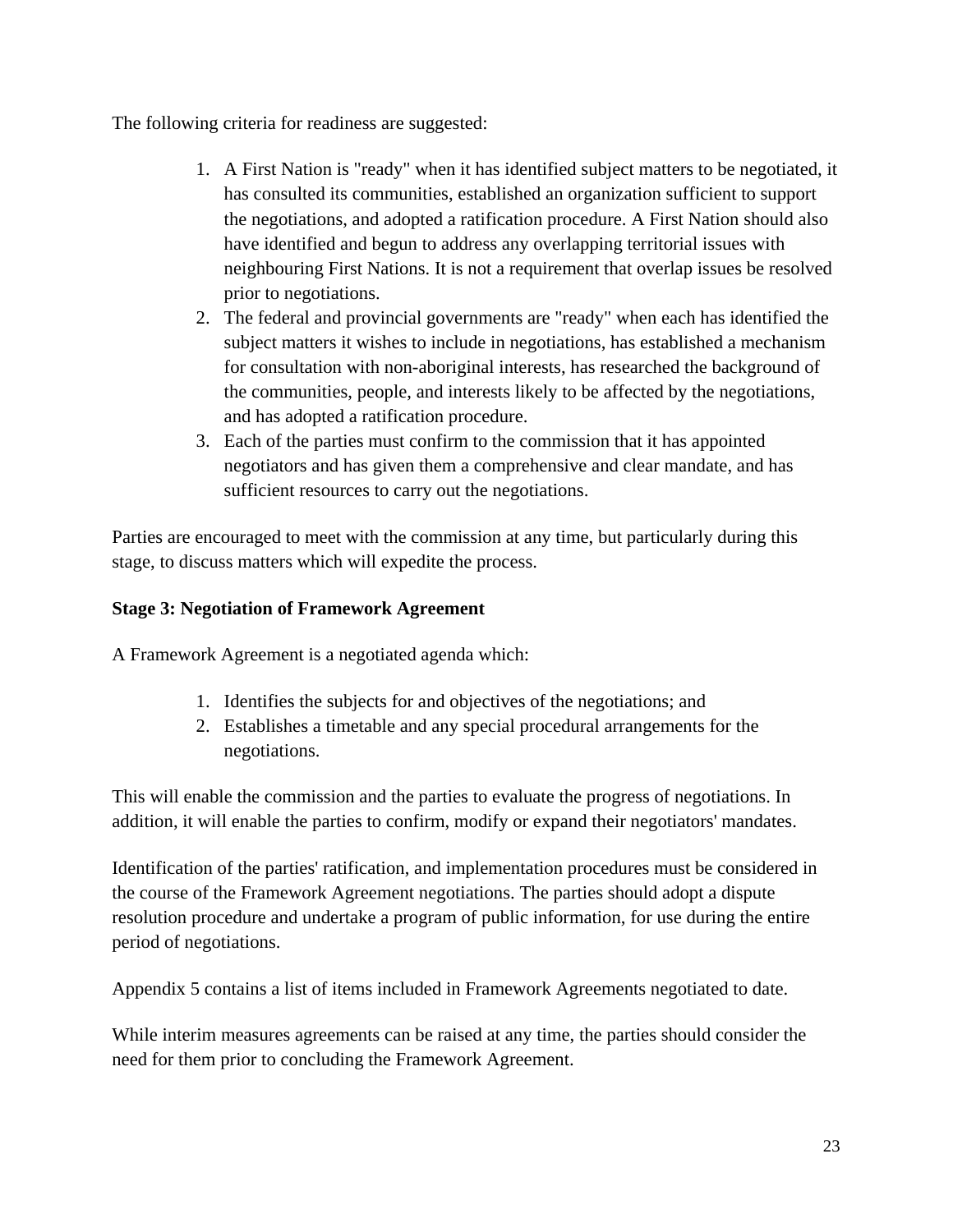The following criteria for readiness are suggested:

1. A First Nation is "ready" when it has identified subject matters to be negotiated, it has consulted its communities, established an organization sufficient to support the negotiations, and adopted a ratification procedure. A First Nation should also have identified and begun to address any overlapping territorial issues with neighbouring First Nations. It is not a requirement that overlap issues be resolved prior to negotiations.
2. The federal and provincial governments are "ready" when each has identified the subject matters it wishes to include in negotiations, has established a mechanism for consultation with non-aboriginal interests, has researched the background of the communities, people, and interests likely to be affected by the negotiations, and has adopted a ratification procedure.
3. Each of the parties must confirm to the commission that it has appointed negotiators and has given them a comprehensive and clear mandate, and has sufficient resources to carry out the negotiations.

Parties are encouraged to meet with the commission at any time, but particularly during this stage, to discuss matters which will expedite the process.

**Stage 3: Negotiation of Framework Agreement**

A Framework Agreement is a negotiated agenda which:

1. Identifies the subjects for and objectives of the negotiations; and
2. Establishes a timetable and any special procedural arrangements for the negotiations.

This will enable the commission and the parties to evaluate the progress of negotiations. In addition, it will enable the parties to confirm, modify or expand their negotiators' mandates.

Identification of the parties' ratification, and implementation procedures must be considered in the course of the Framework Agreement negotiations. The parties should adopt a dispute resolution procedure and undertake a program of public information, for use during the entire period of negotiations.

Appendix 5 contains a list of items included in Framework Agreements negotiated to date.

While interim measures agreements can be raised at any time, the parties should consider the need for them prior to concluding the Framework Agreement.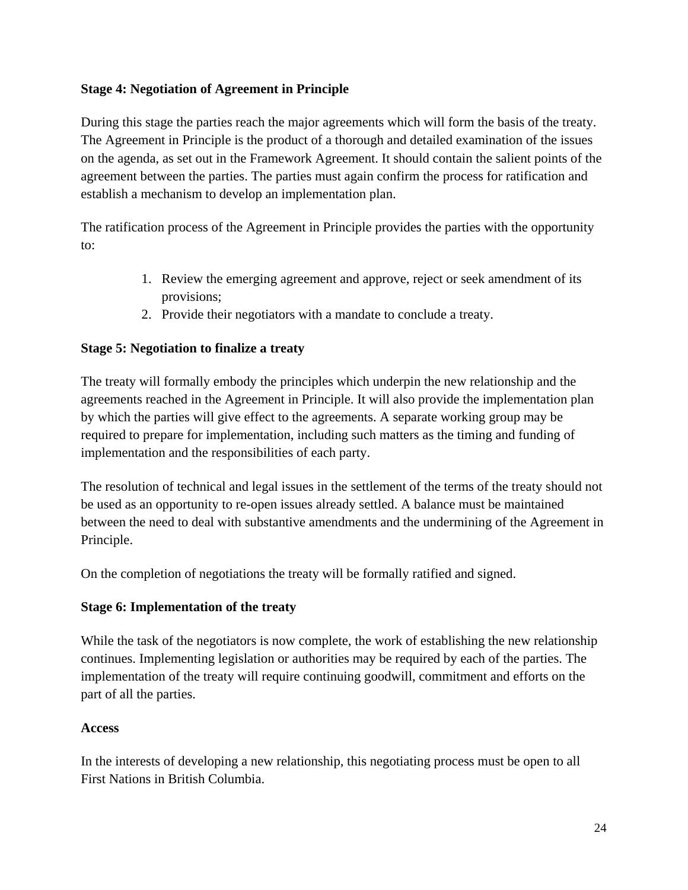**Stage 4: Negotiation of Agreement in Principle**

During this stage the parties reach the major agreements which will form the basis of the treaty. The Agreement in Principle is the product of a thorough and detailed examination of the issues on the agenda, as set out in the Framework Agreement. It should contain the salient points of the agreement between the parties. The parties must again confirm the process for ratification and establish a mechanism to develop an implementation plan.

The ratification process of the Agreement in Principle provides the parties with the opportunity to:

1. Review the emerging agreement and approve, reject or seek amendment of its provisions;
2. Provide their negotiators with a mandate to conclude a treaty.

**Stage 5: Negotiation to finalize a treaty**

The treaty will formally embody the principles which underpin the new relationship and the agreements reached in the Agreement in Principle. It will also provide the implementation plan by which the parties will give effect to the agreements. A separate working group may be required to prepare for implementation, including such matters as the timing and funding of implementation and the responsibilities of each party.

The resolution of technical and legal issues in the settlement of the terms of the treaty should not be used as an opportunity to re-open issues already settled. A balance must be maintained between the need to deal with substantive amendments and the undermining of the Agreement in Principle.

On the completion of negotiations the treaty will be formally ratified and signed.

**Stage 6: Implementation of the treaty**

While the task of the negotiators is now complete, the work of establishing the new relationship continues. Implementing legislation or authorities may be required by each of the parties. The implementation of the treaty will require continuing goodwill, commitment and efforts on the part of all the parties.

**Access**

In the interests of developing a new relationship, this negotiating process must be open to all First Nations in British Columbia.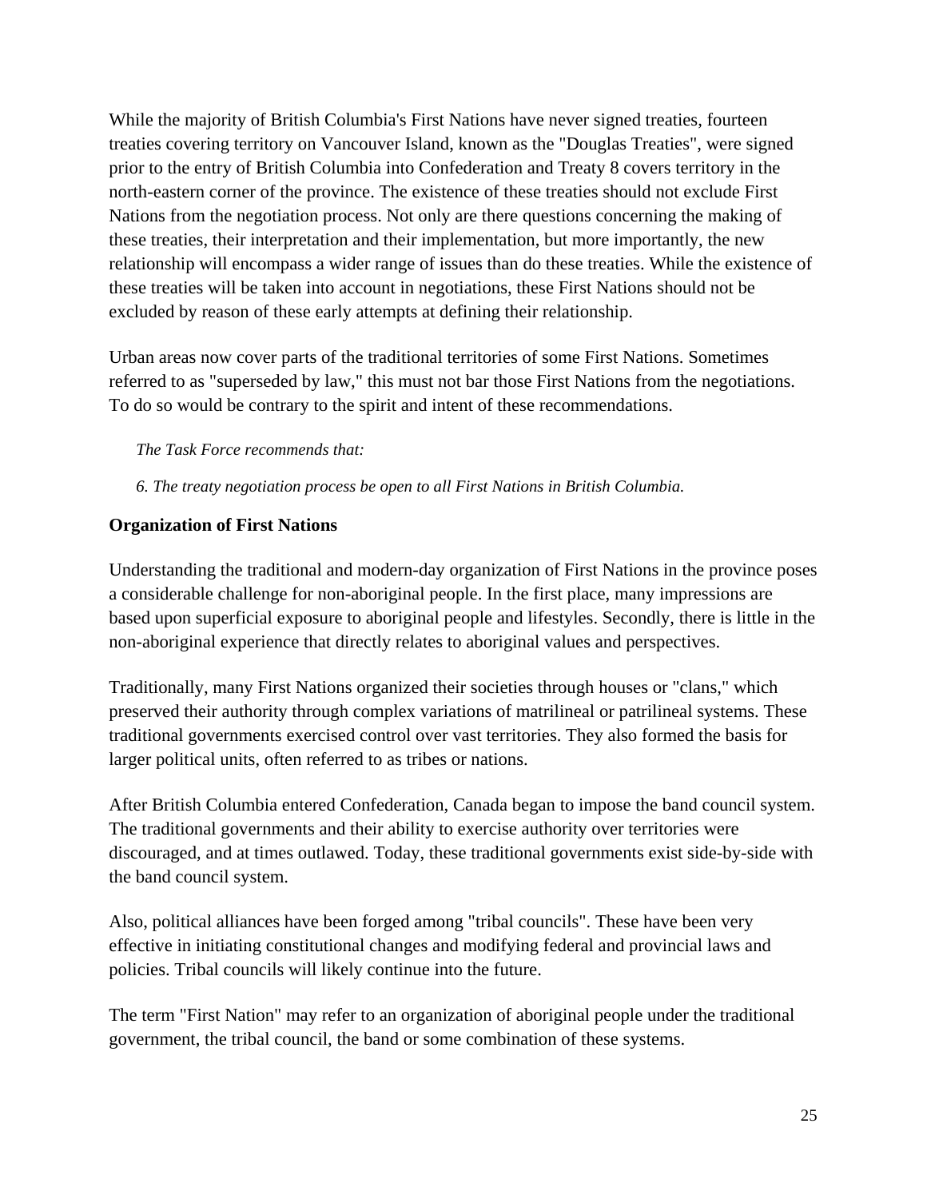While the majority of British Columbia's First Nations have never signed treaties, fourteen treaties covering territory on Vancouver Island, known as the "Douglas Treaties", were signed prior to the entry of British Columbia into Confederation and Treaty 8 covers territory in the north-eastern corner of the province. The existence of these treaties should not exclude First Nations from the negotiation process. Not only are there questions concerning the making of these treaties, their interpretation and their implementation, but more importantly, the new relationship will encompass a wider range of issues than do these treaties. While the existence of these treaties will be taken into account in negotiations, these First Nations should not be excluded by reason of these early attempts at defining their relationship.

Urban areas now cover parts of the traditional territories of some First Nations. Sometimes referred to as "superseded by law," this must not bar those First Nations from the negotiations. To do so would be contrary to the spirit and intent of these recommendations.

> *The Task Force recommends that:*
>
> *6. The treaty negotiation process be open to all First Nations in British Columbia.*

**Organization of First Nations**

Understanding the traditional and modern-day organization of First Nations in the province poses a considerable challenge for non-aboriginal people. In the first place, many impressions are based upon superficial exposure to aboriginal people and lifestyles. Secondly, there is little in the non-aboriginal experience that directly relates to aboriginal values and perspectives.

Traditionally, many First Nations organized their societies through houses or "clans," which preserved their authority through complex variations of matrilineal or patrilineal systems. These traditional governments exercised control over vast territories. They also formed the basis for larger political units, often referred to as tribes or nations.

After British Columbia entered Confederation, Canada began to impose the band council system. The traditional governments and their ability to exercise authority over territories were discouraged, and at times outlawed. Today, these traditional governments exist side-by-side with the band council system.

Also, political alliances have been forged among "tribal councils". These have been very effective in initiating constitutional changes and modifying federal and provincial laws and policies. Tribal councils will likely continue into the future.

The term "First Nation" may refer to an organization of aboriginal people under the traditional government, the tribal council, the band or some combination of these systems.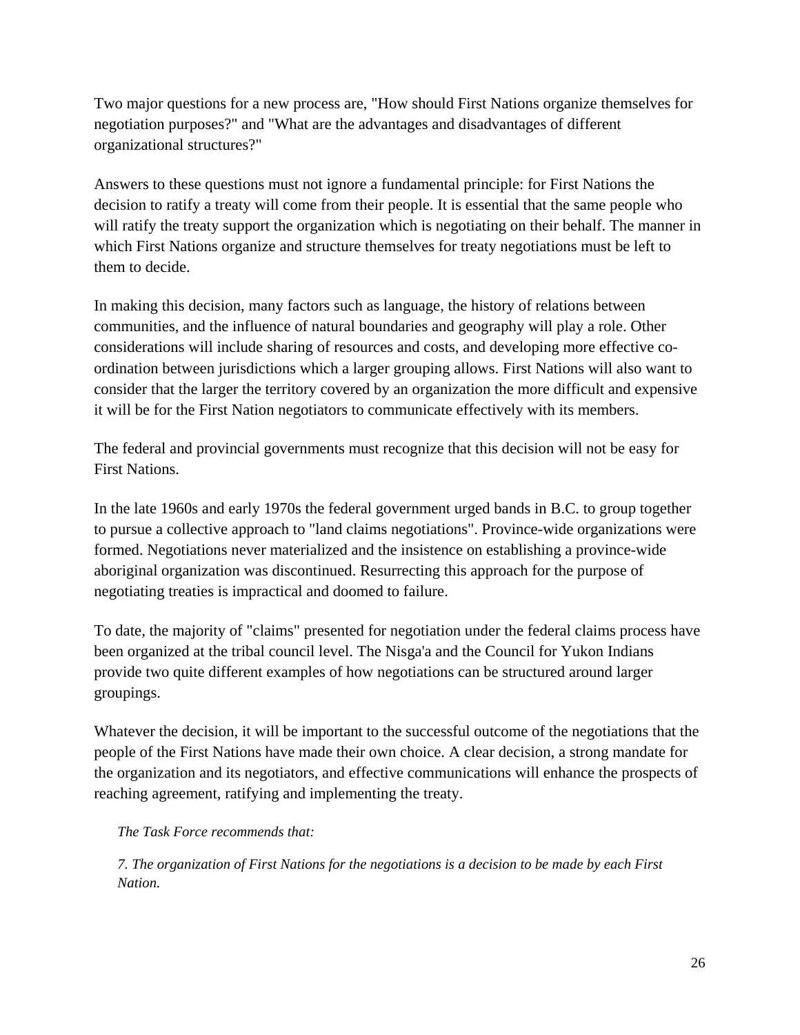Two major questions for a new process are, "How should First Nations organize themselves for negotiation purposes?" and "What are the advantages and disadvantages of different organizational structures?"

Answers to these questions must not ignore a fundamental principle: for First Nations the decision to ratify a treaty will come from their people. It is essential that the same people who will ratify the treaty support the organization which is negotiating on their behalf. The manner in which First Nations organize and structure themselves for treaty negotiations must be left to them to decide.

In making this decision, many factors such as language, the history of relations between communities, and the influence of natural boundaries and geography will play a role. Other considerations will include sharing of resources and costs, and developing more effective co-ordination between jurisdictions which a larger grouping allows. First Nations will also want to consider that the larger the territory covered by an organization the more difficult and expensive it will be for the First Nation negotiators to communicate effectively with its members.

The federal and provincial governments must recognize that this decision will not be easy for First Nations.

In the late 1960s and early 1970s the federal government urged bands in B.C. to group together to pursue a collective approach to "land claims negotiations". Province-wide organizations were formed. Negotiations never materialized and the insistence on establishing a province-wide aboriginal organization was discontinued. Resurrecting this approach for the purpose of negotiating treaties is impractical and doomed to failure.

To date, the majority of "claims" presented for negotiation under the federal claims process have been organized at the tribal council level. The Nisga'a and the Council for Yukon Indians provide two quite different examples of how negotiations can be structured around larger groupings.

Whatever the decision, it will be important to the successful outcome of the negotiations that the people of the First Nations have made their own choice. A clear decision, a strong mandate for the organization and its negotiators, and effective communications will enhance the prospects of reaching agreement, ratifying and implementing the treaty.

> *The Task Force recommends that:*
>
> *7. The organization of First Nations for the negotiations is a decision to be made by each First Nation.*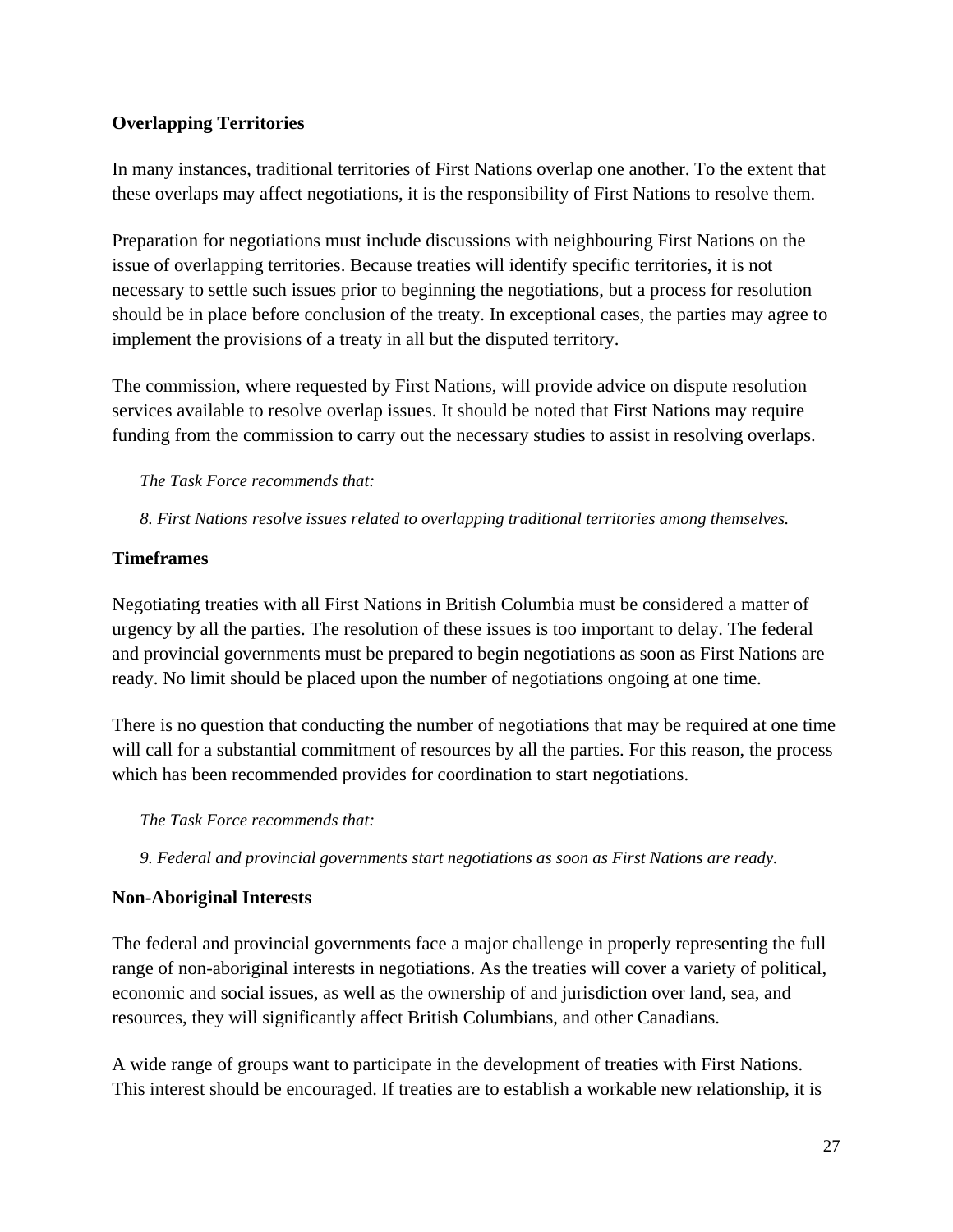**Overlapping Territories**

In many instances, traditional territories of First Nations overlap one another. To the extent that these overlaps may affect negotiations, it is the responsibility of First Nations to resolve them.

Preparation for negotiations must include discussions with neighbouring First Nations on the issue of overlapping territories. Because treaties will identify specific territories, it is not necessary to settle such issues prior to beginning the negotiations, but a process for resolution should be in place before conclusion of the treaty. In exceptional cases, the parties may agree to implement the provisions of a treaty in all but the disputed territory.

The commission, where requested by First Nations, will provide advice on dispute resolution services available to resolve overlap issues. It should be noted that First Nations may require funding from the commission to carry out the necessary studies to assist in resolving overlaps.

*The Task Force recommends that:*

*8. First Nations resolve issues related to overlapping traditional territories among themselves.*

**Timeframes**

Negotiating treaties with all First Nations in British Columbia must be considered a matter of urgency by all the parties. The resolution of these issues is too important to delay. The federal and provincial governments must be prepared to begin negotiations as soon as First Nations are ready. No limit should be placed upon the number of negotiations ongoing at one time.

There is no question that conducting the number of negotiations that may be required at one time will call for a substantial commitment of resources by all the parties. For this reason, the process which has been recommended provides for coordination to start negotiations.

*The Task Force recommends that:*

*9. Federal and provincial governments start negotiations as soon as First Nations are ready.*

**Non-Aboriginal Interests**

The federal and provincial governments face a major challenge in properly representing the full range of non-aboriginal interests in negotiations. As the treaties will cover a variety of political, economic and social issues, as well as the ownership of and jurisdiction over land, sea, and resources, they will significantly affect British Columbians, and other Canadians.

A wide range of groups want to participate in the development of treaties with First Nations. This interest should be encouraged. If treaties are to establish a workable new relationship, it is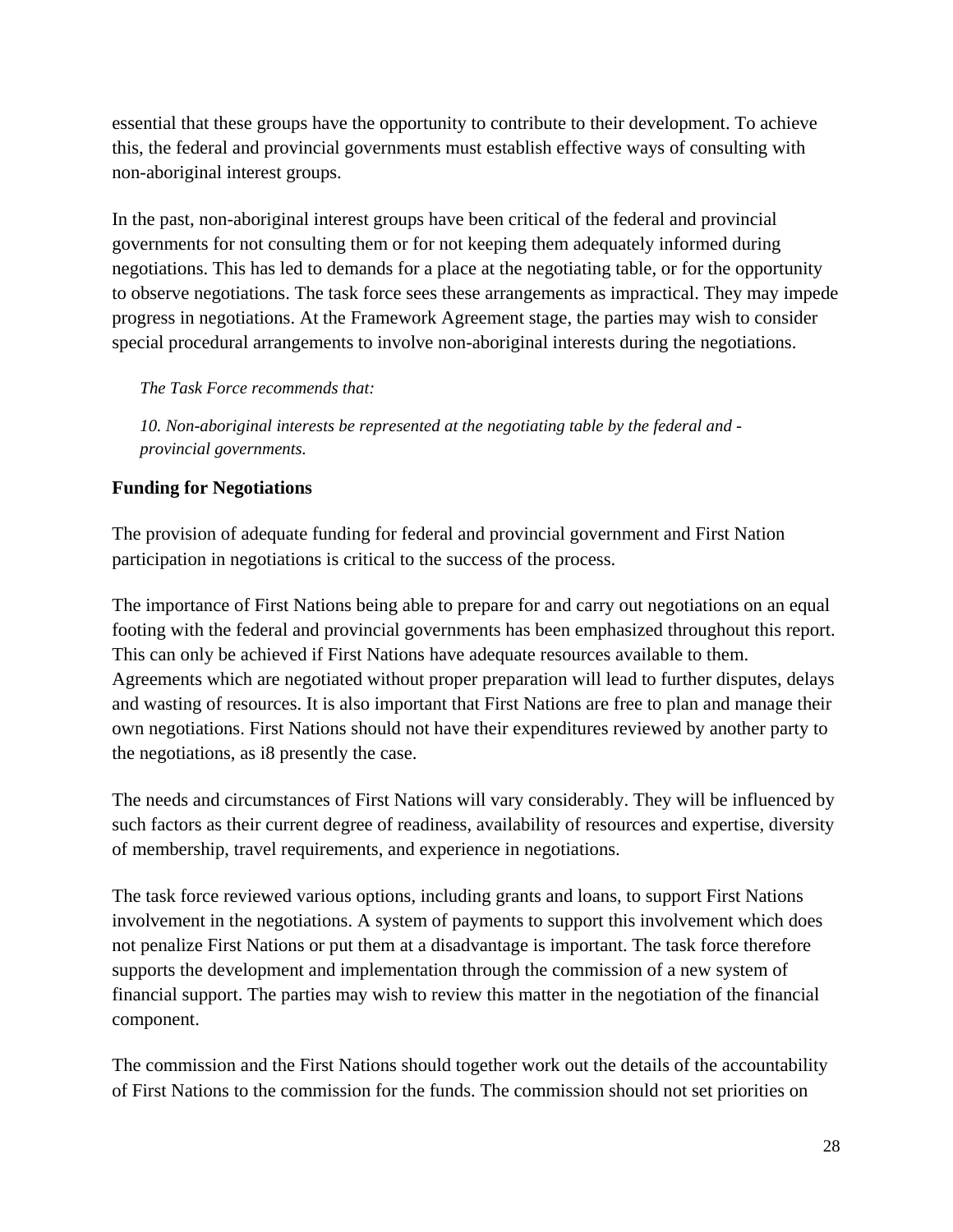essential that these groups have the opportunity to contribute to their development. To achieve this, the federal and provincial governments must establish effective ways of consulting with non-aboriginal interest groups.

In the past, non-aboriginal interest groups have been critical of the federal and provincial governments for not consulting them or for not keeping them adequately informed during negotiations. This has led to demands for a place at the negotiating table, or for the opportunity to observe negotiations. The task force sees these arrangements as impractical. They may impede progress in negotiations. At the Framework Agreement stage, the parties may wish to consider special procedural arrangements to involve non-aboriginal interests during the negotiations.

*The Task Force recommends that:*

*10. Non-aboriginal interests be represented at the negotiating table by the federal and -provincial governments.*

**Funding for Negotiations**

The provision of adequate funding for federal and provincial government and First Nation participation in negotiations is critical to the success of the process.

The importance of First Nations being able to prepare for and carry out negotiations on an equal footing with the federal and provincial governments has been emphasized throughout this report. This can only be achieved if First Nations have adequate resources available to them. Agreements which are negotiated without proper preparation will lead to further disputes, delays and wasting of resources. It is also important that First Nations are free to plan and manage their own negotiations. First Nations should not have their expenditures reviewed by another party to the negotiations, as i8 presently the case.

The needs and circumstances of First Nations will vary considerably. They will be influenced by such factors as their current degree of readiness, availability of resources and expertise, diversity of membership, travel requirements, and experience in negotiations.

The task force reviewed various options, including grants and loans, to support First Nations involvement in the negotiations. A system of payments to support this involvement which does not penalize First Nations or put them at a disadvantage is important. The task force therefore supports the development and implementation through the commission of a new system of financial support. The parties may wish to review this matter in the negotiation of the financial component.

The commission and the First Nations should together work out the details of the accountability of First Nations to the commission for the funds. The commission should not set priorities on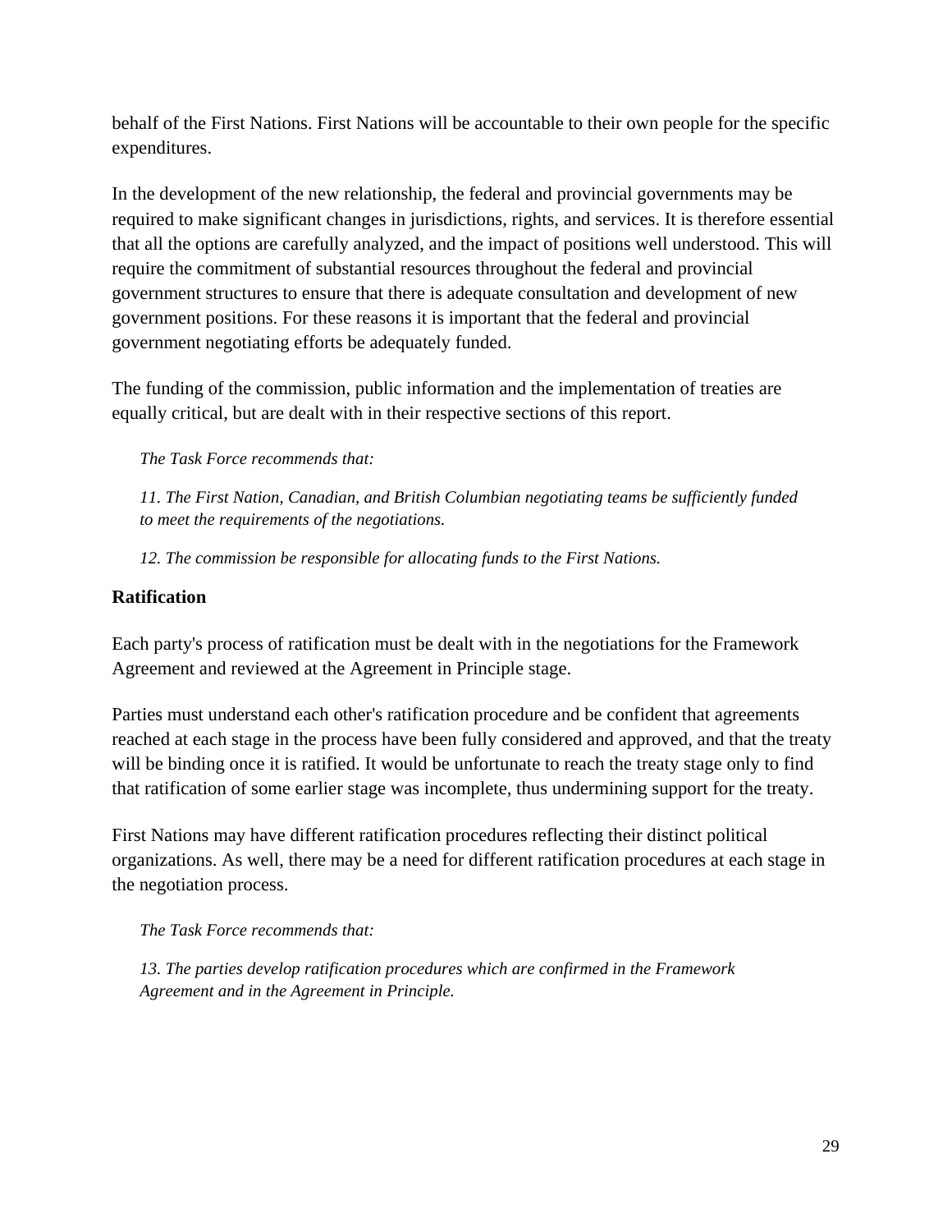behalf of the First Nations. First Nations will be accountable to their own people for the specific expenditures.

In the development of the new relationship, the federal and provincial governments may be required to make significant changes in jurisdictions, rights, and services. It is therefore essential that all the options are carefully analyzed, and the impact of positions well understood. This will require the commitment of substantial resources throughout the federal and provincial government structures to ensure that there is adequate consultation and development of new government positions. For these reasons it is important that the federal and provincial government negotiating efforts be adequately funded.

The funding of the commission, public information and the implementation of treaties are equally critical, but are dealt with in their respective sections of this report.

*The Task Force recommends that:*

*11. The First Nation, Canadian, and British Columbian negotiating teams be sufficiently funded to meet the requirements of the negotiations.*

*12. The commission be responsible for allocating funds to the First Nations.*

**Ratification**

Each party's process of ratification must be dealt with in the negotiations for the Framework Agreement and reviewed at the Agreement in Principle stage.

Parties must understand each other's ratification procedure and be confident that agreements reached at each stage in the process have been fully considered and approved, and that the treaty will be binding once it is ratified. It would be unfortunate to reach the treaty stage only to find that ratification of some earlier stage was incomplete, thus undermining support for the treaty.

First Nations may have different ratification procedures reflecting their distinct political organizations. As well, there may be a need for different ratification procedures at each stage in the negotiation process.

*The Task Force recommends that:*

*13. The parties develop ratification procedures which are confirmed in the Framework Agreement and in the Agreement in Principle.*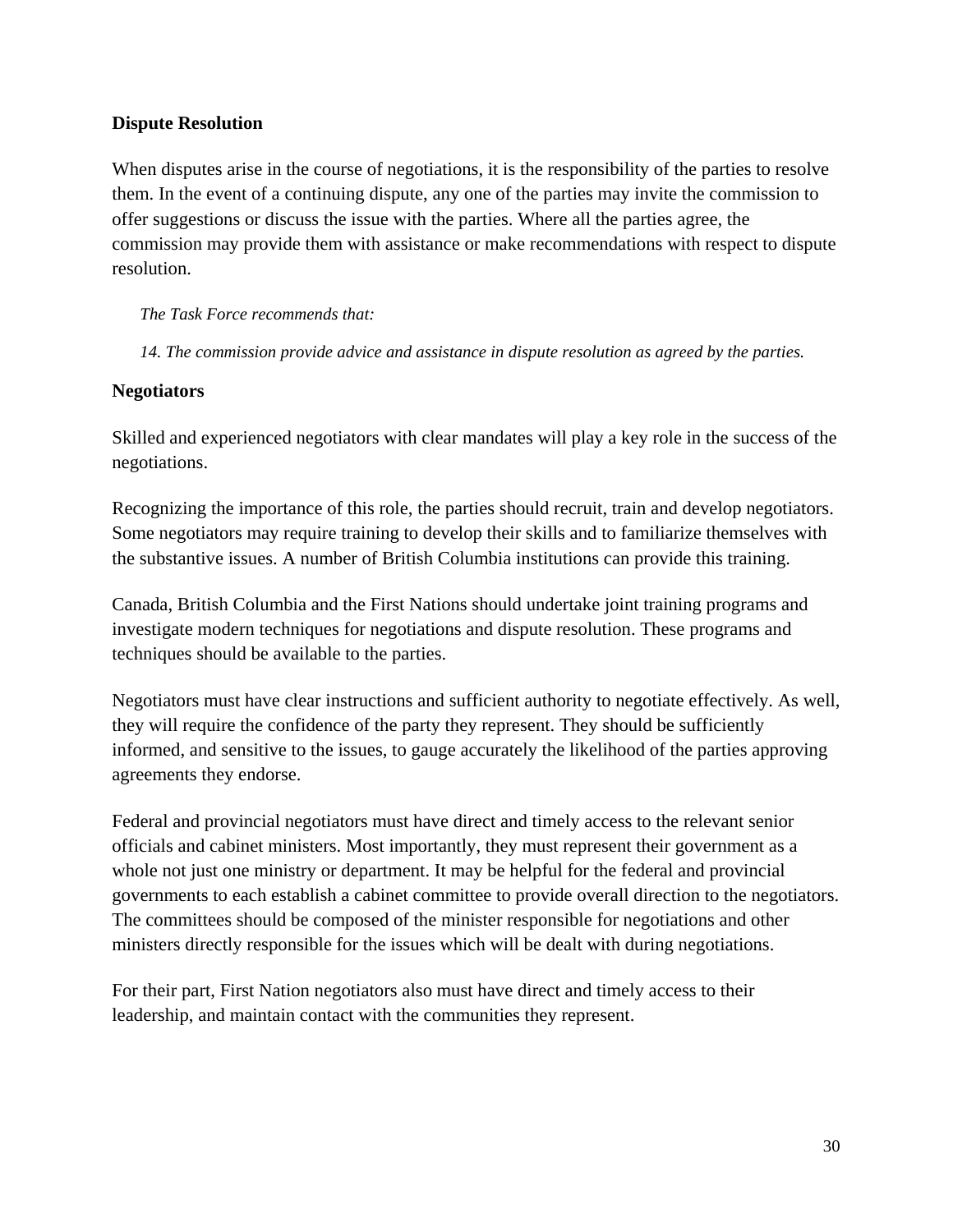## Dispute Resolution

When disputes arise in the course of negotiations, it is the responsibility of the parties to resolve them. In the event of a continuing dispute, any one of the parties may invite the commission to offer suggestions or discuss the issue with the parties. Where all the parties agree, the commission may provide them with assistance or make recommendations with respect to dispute resolution.

*The Task Force recommends that:*

*14. The commission provide advice and assistance in dispute resolution as agreed by the parties.*

## Negotiators

Skilled and experienced negotiators with clear mandates will play a key role in the success of the negotiations.

Recognizing the importance of this role, the parties should recruit, train and develop negotiators. Some negotiators may require training to develop their skills and to familiarize themselves with the substantive issues. A number of British Columbia institutions can provide this training.

Canada, British Columbia and the First Nations should undertake joint training programs and investigate modern techniques for negotiations and dispute resolution. These programs and techniques should be available to the parties.

Negotiators must have clear instructions and sufficient authority to negotiate effectively. As well, they will require the confidence of the party they represent. They should be sufficiently informed, and sensitive to the issues, to gauge accurately the likelihood of the parties approving agreements they endorse.

Federal and provincial negotiators must have direct and timely access to the relevant senior officials and cabinet ministers. Most importantly, they must represent their government as a whole not just one ministry or department. It may be helpful for the federal and provincial governments to each establish a cabinet committee to provide overall direction to the negotiators. The committees should be composed of the minister responsible for negotiations and other ministers directly responsible for the issues which will be dealt with during negotiations.

For their part, First Nation negotiators also must have direct and timely access to their leadership, and maintain contact with the communities they represent.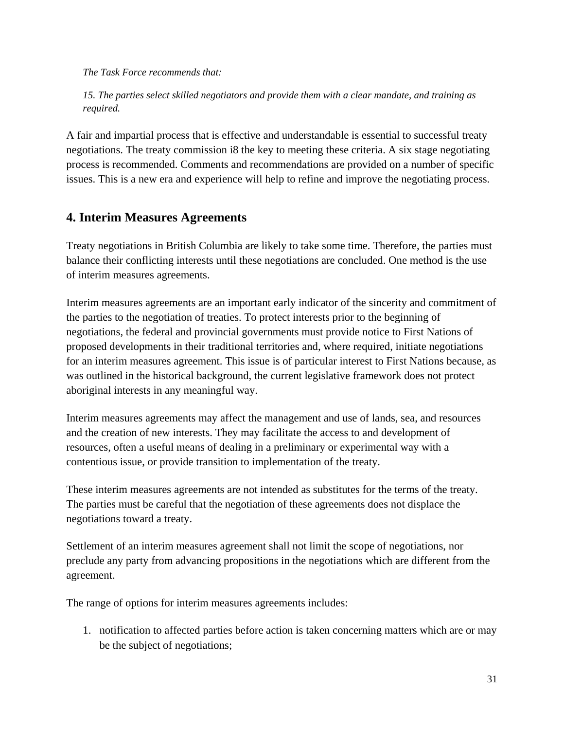*The Task Force recommends that:*

*15. The parties select skilled negotiators and provide them with a clear mandate, and training as required.*

A fair and impartial process that is effective and understandable is essential to successful treaty negotiations. The treaty commission i8 the key to meeting these criteria. A six stage negotiating process is recommended. Comments and recommendations are provided on a number of specific issues. This is a new era and experience will help to refine and improve the negotiating process.

## 4. Interim Measures Agreements

Treaty negotiations in British Columbia are likely to take some time. Therefore, the parties must balance their conflicting interests until these negotiations are concluded. One method is the use of interim measures agreements.

Interim measures agreements are an important early indicator of the sincerity and commitment of the parties to the negotiation of treaties. To protect interests prior to the beginning of negotiations, the federal and provincial governments must provide notice to First Nations of proposed developments in their traditional territories and, where required, initiate negotiations for an interim measures agreement. This issue is of particular interest to First Nations because, as was outlined in the historical background, the current legislative framework does not protect aboriginal interests in any meaningful way.

Interim measures agreements may affect the management and use of lands, sea, and resources and the creation of new interests. They may facilitate the access to and development of resources, often a useful means of dealing in a preliminary or experimental way with a contentious issue, or provide transition to implementation of the treaty.

These interim measures agreements are not intended as substitutes for the terms of the treaty. The parties must be careful that the negotiation of these agreements does not displace the negotiations toward a treaty.

Settlement of an interim measures agreement shall not limit the scope of negotiations, nor preclude any party from advancing propositions in the negotiations which are different from the agreement.

The range of options for interim measures agreements includes:

1. notification to affected parties before action is taken concerning matters which are or may be the subject of negotiations;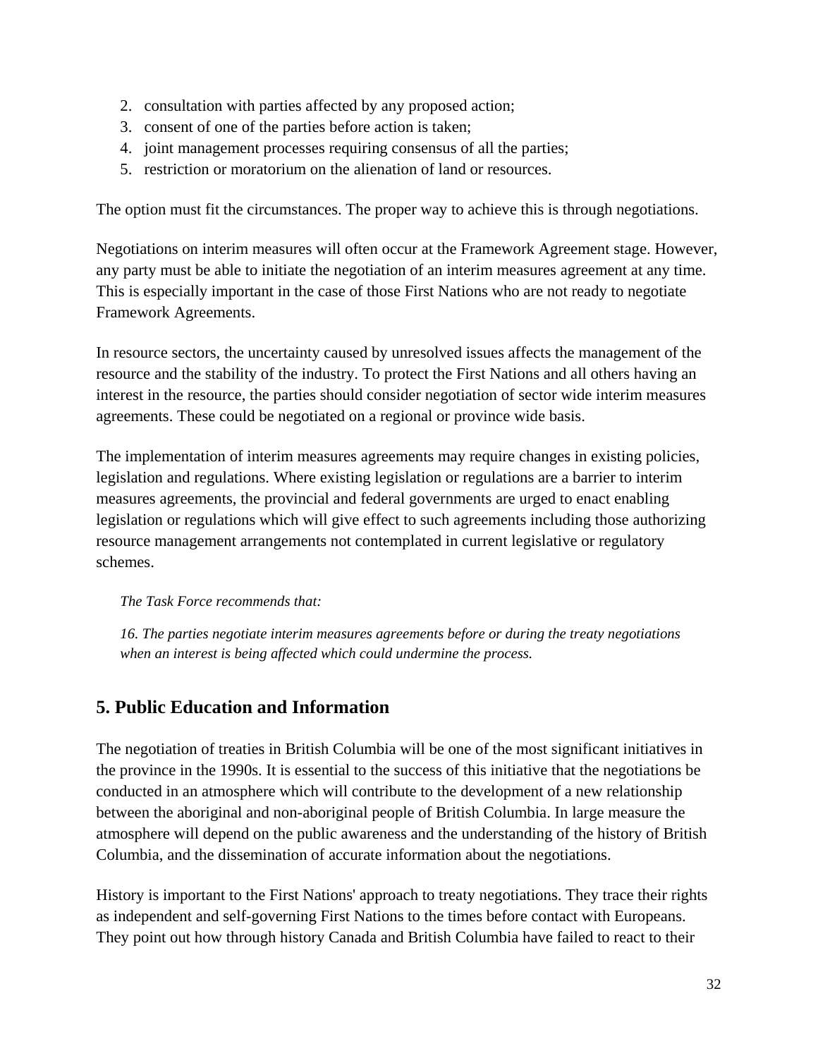2. consultation with parties affected by any proposed action;
3. consent of one of the parties before action is taken;
4. joint management processes requiring consensus of all the parties;
5. restriction or moratorium on the alienation of land or resources.

The option must fit the circumstances. The proper way to achieve this is through negotiations.

Negotiations on interim measures will often occur at the Framework Agreement stage. However, any party must be able to initiate the negotiation of an interim measures agreement at any time. This is especially important in the case of those First Nations who are not ready to negotiate Framework Agreements.

In resource sectors, the uncertainty caused by unresolved issues affects the management of the resource and the stability of the industry. To protect the First Nations and all others having an interest in the resource, the parties should consider negotiation of sector wide interim measures agreements. These could be negotiated on a regional or province wide basis.

The implementation of interim measures agreements may require changes in existing policies, legislation and regulations. Where existing legislation or regulations are a barrier to interim measures agreements, the provincial and federal governments are urged to enact enabling legislation or regulations which will give effect to such agreements including those authorizing resource management arrangements not contemplated in current legislative or regulatory schemes.

*The Task Force recommends that:*

*16. The parties negotiate interim measures agreements before or during the treaty negotiations when an interest is being affected which could undermine the process.*

## 5. Public Education and Information

The negotiation of treaties in British Columbia will be one of the most significant initiatives in the province in the 1990s. It is essential to the success of this initiative that the negotiations be conducted in an atmosphere which will contribute to the development of a new relationship between the aboriginal and non-aboriginal people of British Columbia. In large measure the atmosphere will depend on the public awareness and the understanding of the history of British Columbia, and the dissemination of accurate information about the negotiations.

History is important to the First Nations' approach to treaty negotiations. They trace their rights as independent and self-governing First Nations to the times before contact with Europeans. They point out how through history Canada and British Columbia have failed to react to their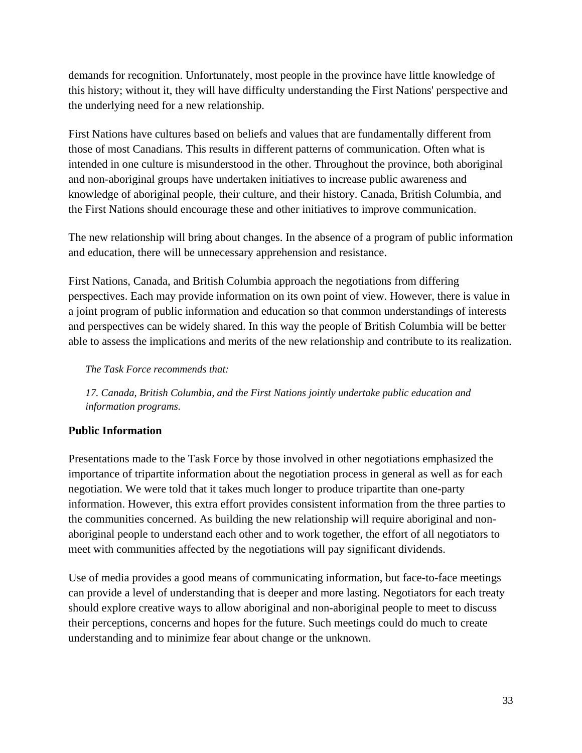demands for recognition. Unfortunately, most people in the province have little knowledge of this history; without it, they will have difficulty understanding the First Nations' perspective and the underlying need for a new relationship.

First Nations have cultures based on beliefs and values that are fundamentally different from those of most Canadians. This results in different patterns of communication. Often what is intended in one culture is misunderstood in the other. Throughout the province, both aboriginal and non-aboriginal groups have undertaken initiatives to increase public awareness and knowledge of aboriginal people, their culture, and their history. Canada, British Columbia, and the First Nations should encourage these and other initiatives to improve communication.

The new relationship will bring about changes. In the absence of a program of public information and education, there will be unnecessary apprehension and resistance.

First Nations, Canada, and British Columbia approach the negotiations from differing perspectives. Each may provide information on its own point of view. However, there is value in a joint program of public information and education so that common understandings of interests and perspectives can be widely shared. In this way the people of British Columbia will be better able to assess the implications and merits of the new relationship and contribute to its realization.

*The Task Force recommends that:*

*17. Canada, British Columbia, and the First Nations jointly undertake public education and information programs.*

**Public Information**

Presentations made to the Task Force by those involved in other negotiations emphasized the importance of tripartite information about the negotiation process in general as well as for each negotiation. We were told that it takes much longer to produce tripartite than one-party information. However, this extra effort provides consistent information from the three parties to the communities concerned. As building the new relationship will require aboriginal and non-aboriginal people to understand each other and to work together, the effort of all negotiators to meet with communities affected by the negotiations will pay significant dividends.

Use of media provides a good means of communicating information, but face-to-face meetings can provide a level of understanding that is deeper and more lasting. Negotiators for each treaty should explore creative ways to allow aboriginal and non-aboriginal people to meet to discuss their perceptions, concerns and hopes for the future. Such meetings could do much to create understanding and to minimize fear about change or the unknown.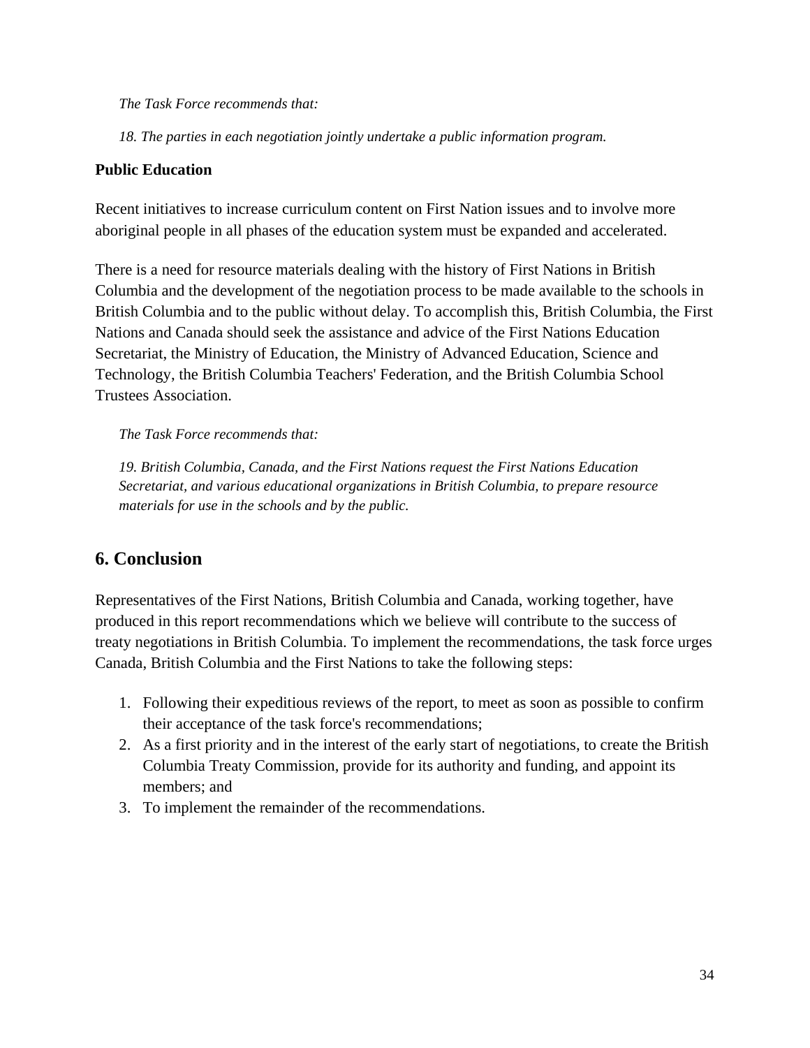*The Task Force recommends that:*

*18. The parties in each negotiation jointly undertake a public information program.*

**Public Education**

Recent initiatives to increase curriculum content on First Nation issues and to involve more aboriginal people in all phases of the education system must be expanded and accelerated.

There is a need for resource materials dealing with the history of First Nations in British Columbia and the development of the negotiation process to be made available to the schools in British Columbia and to the public without delay. To accomplish this, British Columbia, the First Nations and Canada should seek the assistance and advice of the First Nations Education Secretariat, the Ministry of Education, the Ministry of Advanced Education, Science and Technology, the British Columbia Teachers' Federation, and the British Columbia School Trustees Association.

*The Task Force recommends that:*

*19. British Columbia, Canada, and the First Nations request the First Nations Education Secretariat, and various educational organizations in British Columbia, to prepare resource materials for use in the schools and by the public.*

## 6. Conclusion

Representatives of the First Nations, British Columbia and Canada, working together, have produced in this report recommendations which we believe will contribute to the success of treaty negotiations in British Columbia. To implement the recommendations, the task force urges Canada, British Columbia and the First Nations to take the following steps:

1. Following their expeditious reviews of the report, to meet as soon as possible to confirm their acceptance of the task force's recommendations;
2. As a first priority and in the interest of the early start of negotiations, to create the British Columbia Treaty Commission, provide for its authority and funding, and appoint its members; and
3. To implement the remainder of the recommendations.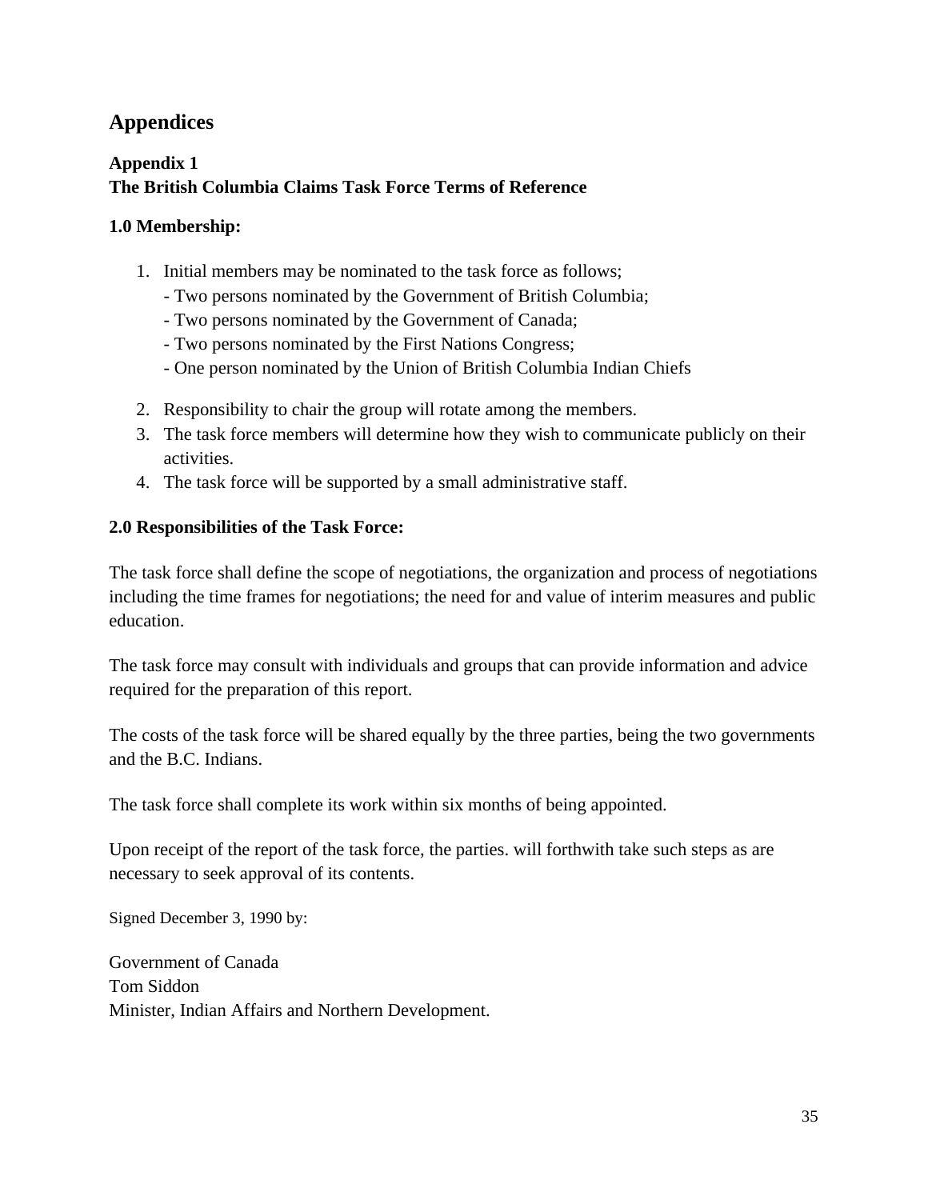## Appendices

### Appendix 1
### The British Columbia Claims Task Force Terms of Reference

#### 1.0 Membership:

1. Initial members may be nominated to the task force as follows;
   - Two persons nominated by the Government of British Columbia;
   - Two persons nominated by the Government of Canada;
   - Two persons nominated by the First Nations Congress;
   - One person nominated by the Union of British Columbia Indian Chiefs
2. Responsibility to chair the group will rotate among the members.
3. The task force members will determine how they wish to communicate publicly on their activities.
4. The task force will be supported by a small administrative staff.

#### 2.0 Responsibilities of the Task Force:

The task force shall define the scope of negotiations, the organization and process of negotiations including the time frames for negotiations; the need for and value of interim measures and public education.

The task force may consult with individuals and groups that can provide information and advice required for the preparation of this report.

The costs of the task force will be shared equally by the three parties, being the two governments and the B.C. Indians.

The task force shall complete its work within six months of being appointed.

Upon receipt of the report of the task force, the parties. will forthwith take such steps as are necessary to seek approval of its contents.

Signed December 3, 1990 by:

Government of Canada
Tom Siddon
Minister, Indian Affairs and Northern Development.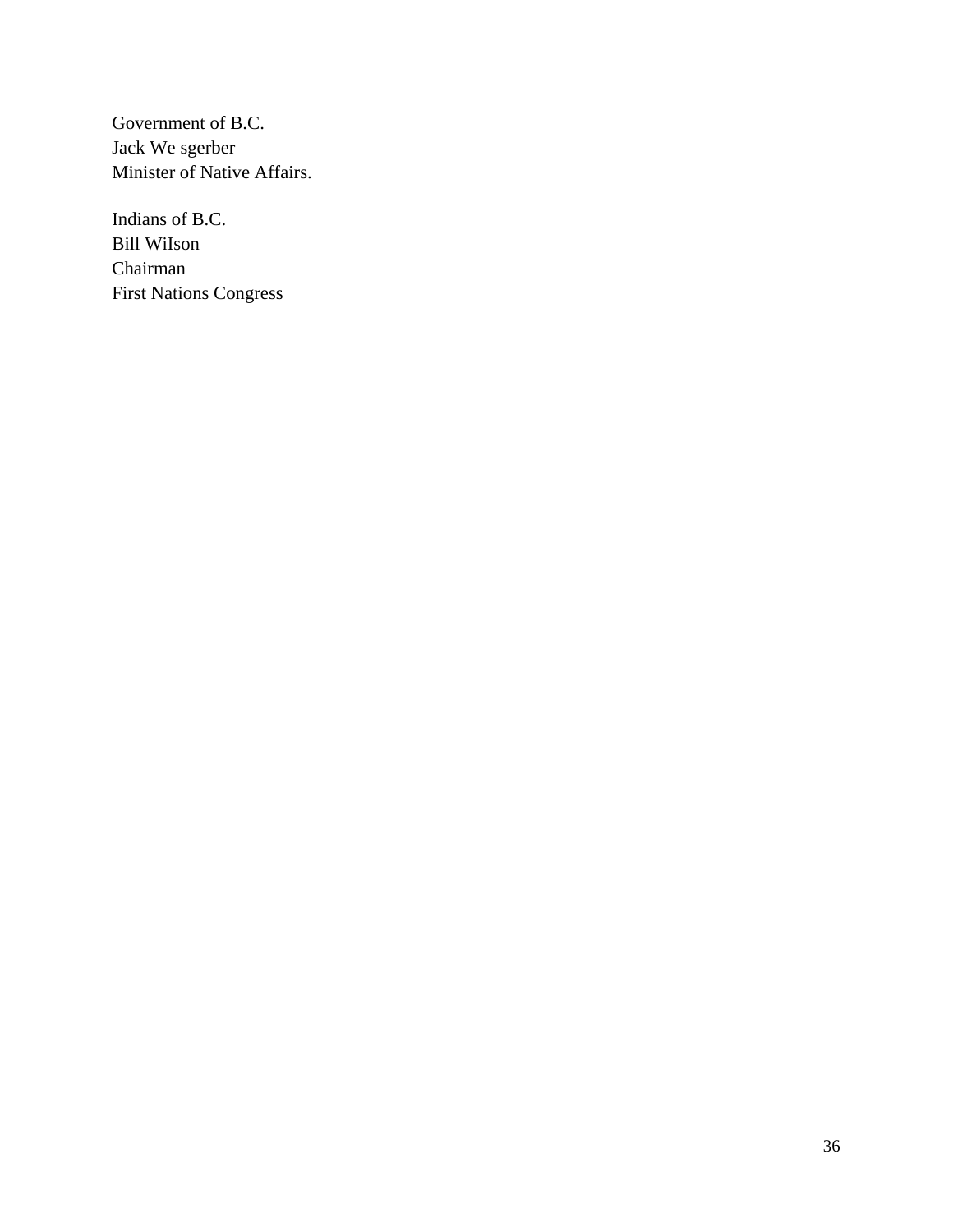Government of B.C.
Jack We sgerber
Minister of Native Affairs.

Indians of B.C.
Bill WiIson
Chairman
First Nations Congress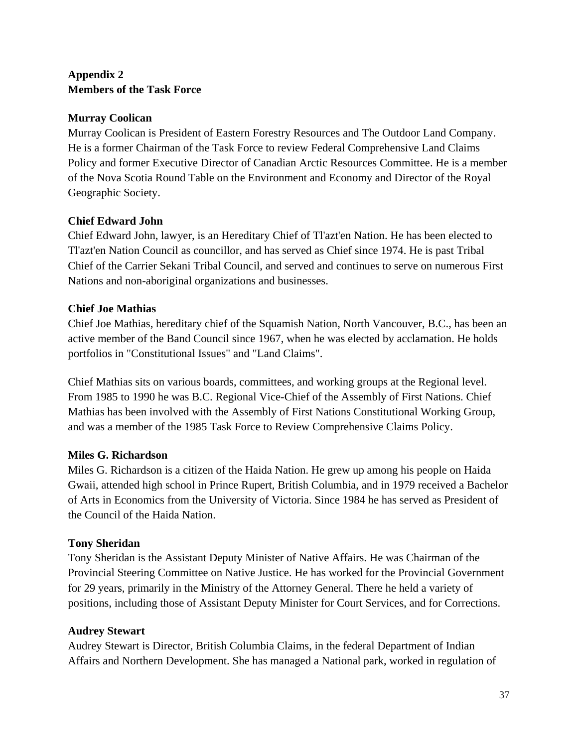## Appendix 2
## Members of the Task Force

**Murray Coolican**

Murray Coolican is President of Eastern Forestry Resources and The Outdoor Land Company. He is a former Chairman of the Task Force to review Federal Comprehensive Land Claims Policy and former Executive Director of Canadian Arctic Resources Committee. He is a member of the Nova Scotia Round Table on the Environment and Economy and Director of the Royal Geographic Society.

**Chief Edward John**

Chief Edward John, lawyer, is an Hereditary Chief of Tl'azt'en Nation. He has been elected to Tl'azt'en Nation Council as councillor, and has served as Chief since 1974. He is past Tribal Chief of the Carrier Sekani Tribal Council, and served and continues to serve on numerous First Nations and non-aboriginal organizations and businesses.

**Chief Joe Mathias**

Chief Joe Mathias, hereditary chief of the Squamish Nation, North Vancouver, B.C., has been an active member of the Band Council since 1967, when he was elected by acclamation. He holds portfolios in "Constitutional Issues" and "Land Claims".

Chief Mathias sits on various boards, committees, and working groups at the Regional level. From 1985 to 1990 he was B.C. Regional Vice-Chief of the Assembly of First Nations. Chief Mathias has been involved with the Assembly of First Nations Constitutional Working Group, and was a member of the 1985 Task Force to Review Comprehensive Claims Policy.

**Miles G. Richardson**

Miles G. Richardson is a citizen of the Haida Nation. He grew up among his people on Haida Gwaii, attended high school in Prince Rupert, British Columbia, and in 1979 received a Bachelor of Arts in Economics from the University of Victoria. Since 1984 he has served as President of the Council of the Haida Nation.

**Tony Sheridan**

Tony Sheridan is the Assistant Deputy Minister of Native Affairs. He was Chairman of the Provincial Steering Committee on Native Justice. He has worked for the Provincial Government for 29 years, primarily in the Ministry of the Attorney General. There he held a variety of positions, including those of Assistant Deputy Minister for Court Services, and for Corrections.

**Audrey Stewart**

Audrey Stewart is Director, British Columbia Claims, in the federal Department of Indian Affairs and Northern Development. She has managed a National park, worked in regulation of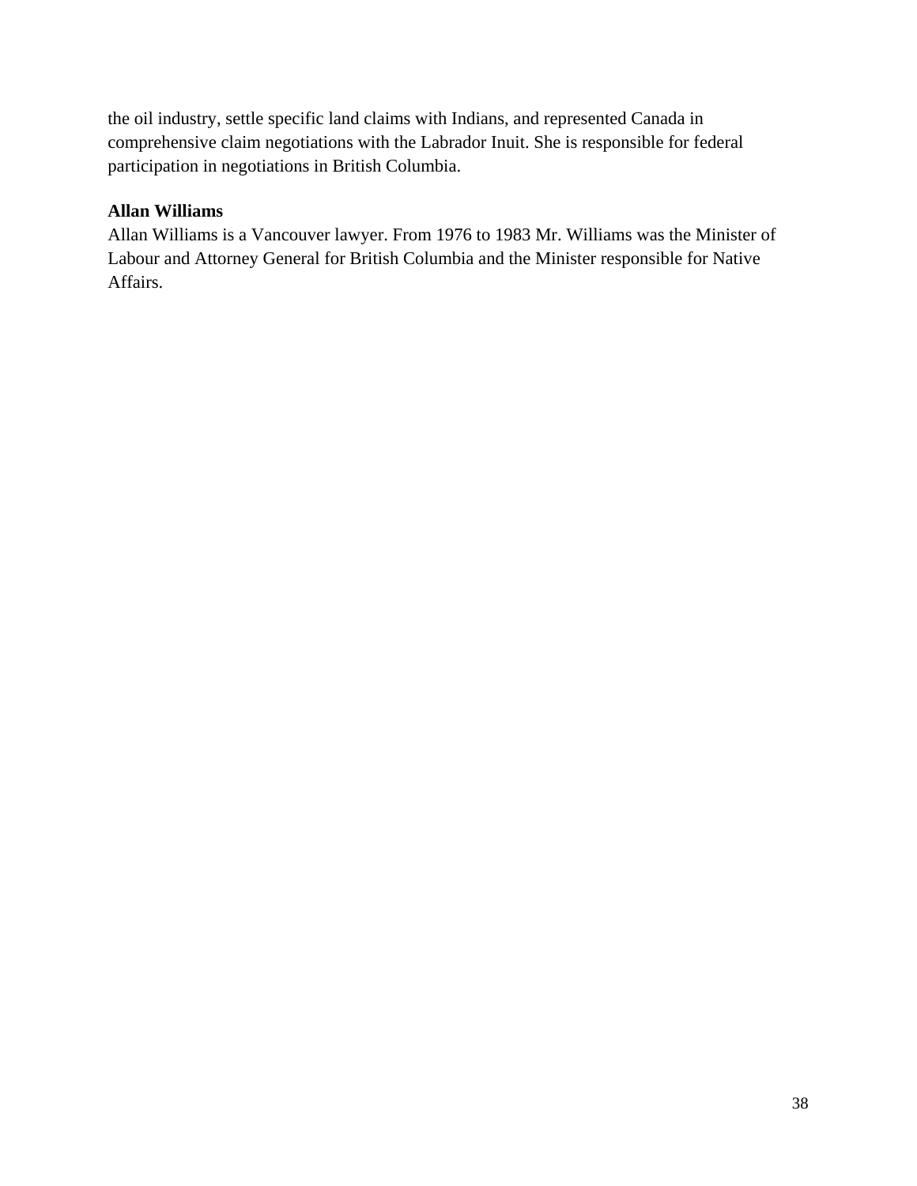the oil industry, settle specific land claims with Indians, and represented Canada in comprehensive claim negotiations with the Labrador Inuit. She is responsible for federal participation in negotiations in British Columbia.

**Allan Williams**

Allan Williams is a Vancouver lawyer. From 1976 to 1983 Mr. Williams was the Minister of Labour and Attorney General for British Columbia and the Minister responsible for Native Affairs.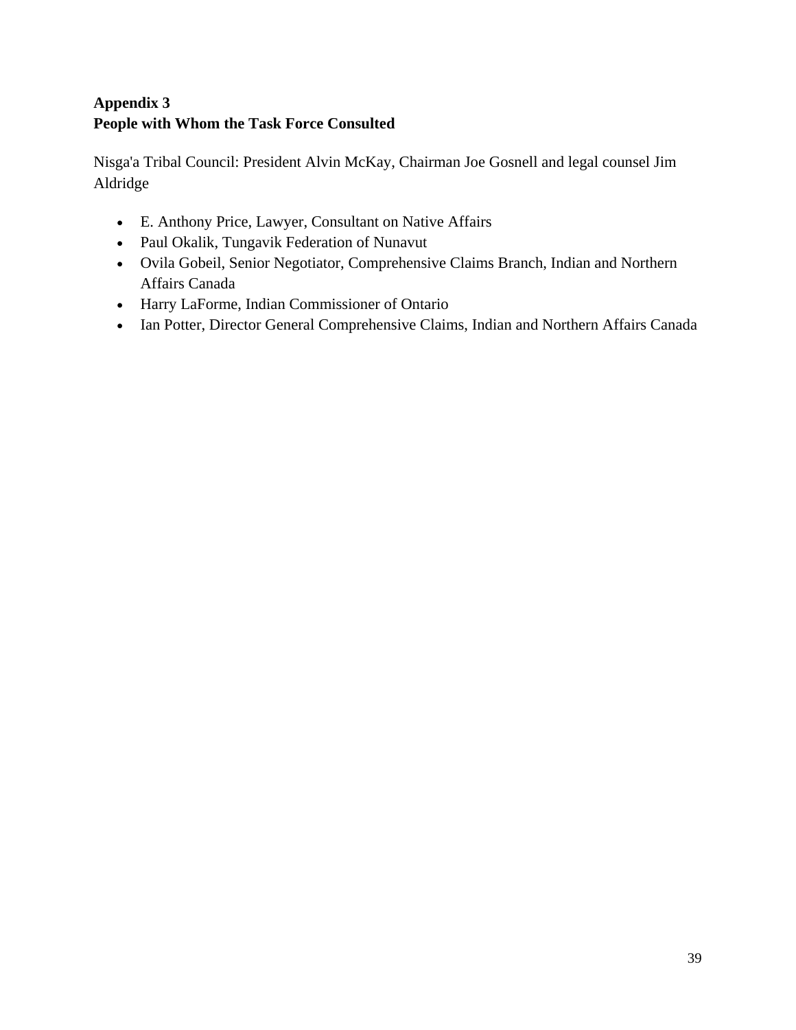**Appendix 3**
**People with Whom the Task Force Consulted**

Nisga'a Tribal Council: President Alvin McKay, Chairman Joe Gosnell and legal counsel Jim Aldridge

- E. Anthony Price, Lawyer, Consultant on Native Affairs
- Paul Okalik, Tungavik Federation of Nunavut
- Ovila Gobeil, Senior Negotiator, Comprehensive Claims Branch, Indian and Northern Affairs Canada
- Harry LaForme, Indian Commissioner of Ontario
- Ian Potter, Director General Comprehensive Claims, Indian and Northern Affairs Canada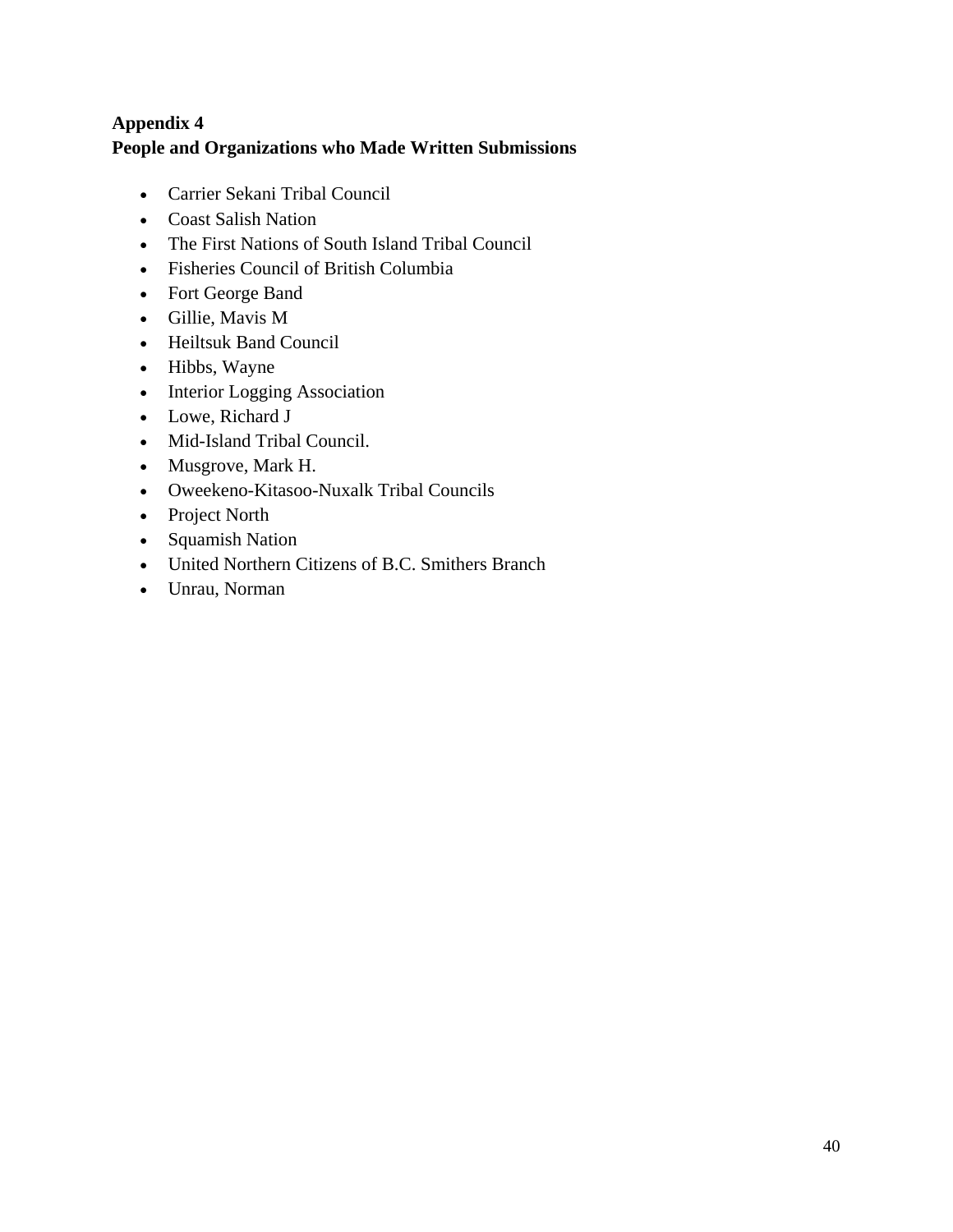**Appendix 4**
**People and Organizations who Made Written Submissions**

- Carrier Sekani Tribal Council
- Coast Salish Nation
- The First Nations of South Island Tribal Council
- Fisheries Council of British Columbia
- Fort George Band
- Gillie, Mavis M
- Heiltsuk Band Council
- Hibbs, Wayne
- Interior Logging Association
- Lowe, Richard J
- Mid-Island Tribal Council.
- Musgrove, Mark H.
- Oweekeno-Kitasoo-Nuxalk Tribal Councils
- Project North
- Squamish Nation
- United Northern Citizens of B.C. Smithers Branch
- Unrau, Norman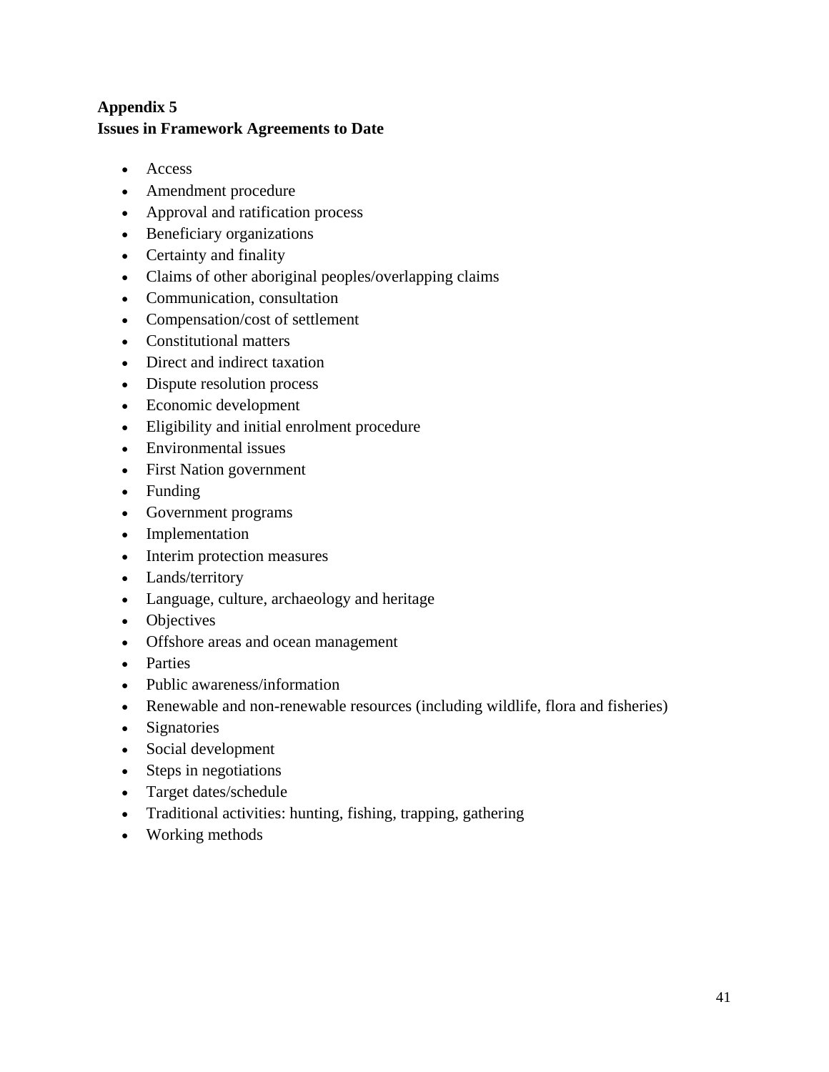**Appendix 5**
**Issues in Framework Agreements to Date**

- Access
- Amendment procedure
- Approval and ratification process
- Beneficiary organizations
- Certainty and finality
- Claims of other aboriginal peoples/overlapping claims
- Communication, consultation
- Compensation/cost of settlement
- Constitutional matters
- Direct and indirect taxation
- Dispute resolution process
- Economic development
- Eligibility and initial enrolment procedure
- Environmental issues
- First Nation government
- Funding
- Government programs
- Implementation
- Interim protection measures
- Lands/territory
- Language, culture, archaeology and heritage
- Objectives
- Offshore areas and ocean management
- Parties
- Public awareness/information
- Renewable and non-renewable resources (including wildlife, flora and fisheries)
- Signatories
- Social development
- Steps in negotiations
- Target dates/schedule
- Traditional activities: hunting, fishing, trapping, gathering
- Working methods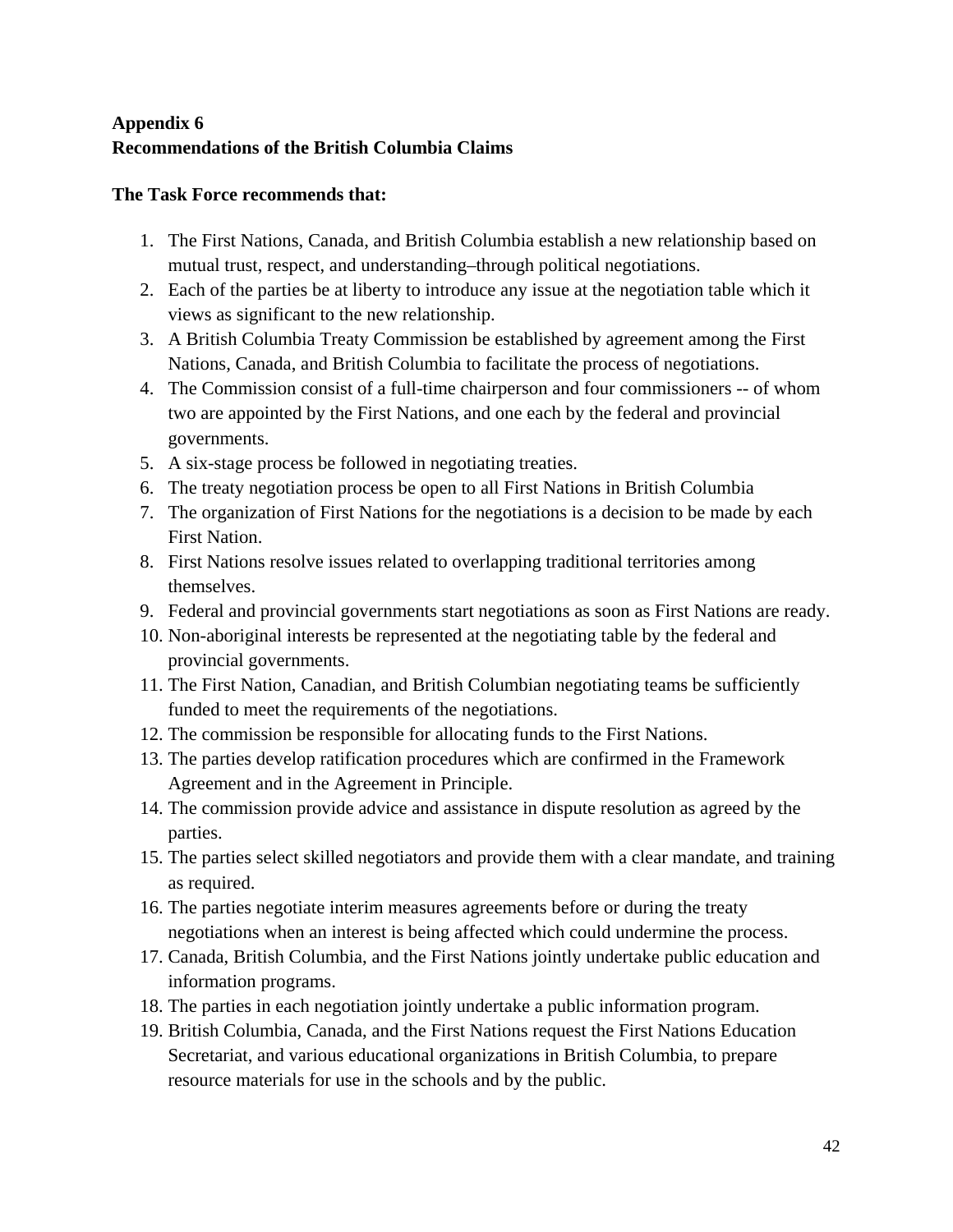## Appendix 6
## Recommendations of the British Columbia Claims

**The Task Force recommends that:**

1. The First Nations, Canada, and British Columbia establish a new relationship based on mutual trust, respect, and understanding–through political negotiations.
2. Each of the parties be at liberty to introduce any issue at the negotiation table which it views as significant to the new relationship.
3. A British Columbia Treaty Commission be established by agreement among the First Nations, Canada, and British Columbia to facilitate the process of negotiations.
4. The Commission consist of a full-time chairperson and four commissioners -- of whom two are appointed by the First Nations, and one each by the federal and provincial governments.
5. A six-stage process be followed in negotiating treaties.
6. The treaty negotiation process be open to all First Nations in British Columbia
7. The organization of First Nations for the negotiations is a decision to be made by each First Nation.
8. First Nations resolve issues related to overlapping traditional territories among themselves.
9. Federal and provincial governments start negotiations as soon as First Nations are ready.
10. Non-aboriginal interests be represented at the negotiating table by the federal and provincial governments.
11. The First Nation, Canadian, and British Columbian negotiating teams be sufficiently funded to meet the requirements of the negotiations.
12. The commission be responsible for allocating funds to the First Nations.
13. The parties develop ratification procedures which are confirmed in the Framework Agreement and in the Agreement in Principle.
14. The commission provide advice and assistance in dispute resolution as agreed by the parties.
15. The parties select skilled negotiators and provide them with a clear mandate, and training as required.
16. The parties negotiate interim measures agreements before or during the treaty negotiations when an interest is being affected which could undermine the process.
17. Canada, British Columbia, and the First Nations jointly undertake public education and information programs.
18. The parties in each negotiation jointly undertake a public information program.
19. British Columbia, Canada, and the First Nations request the First Nations Education Secretariat, and various educational organizations in British Columbia, to prepare resource materials for use in the schools and by the public.